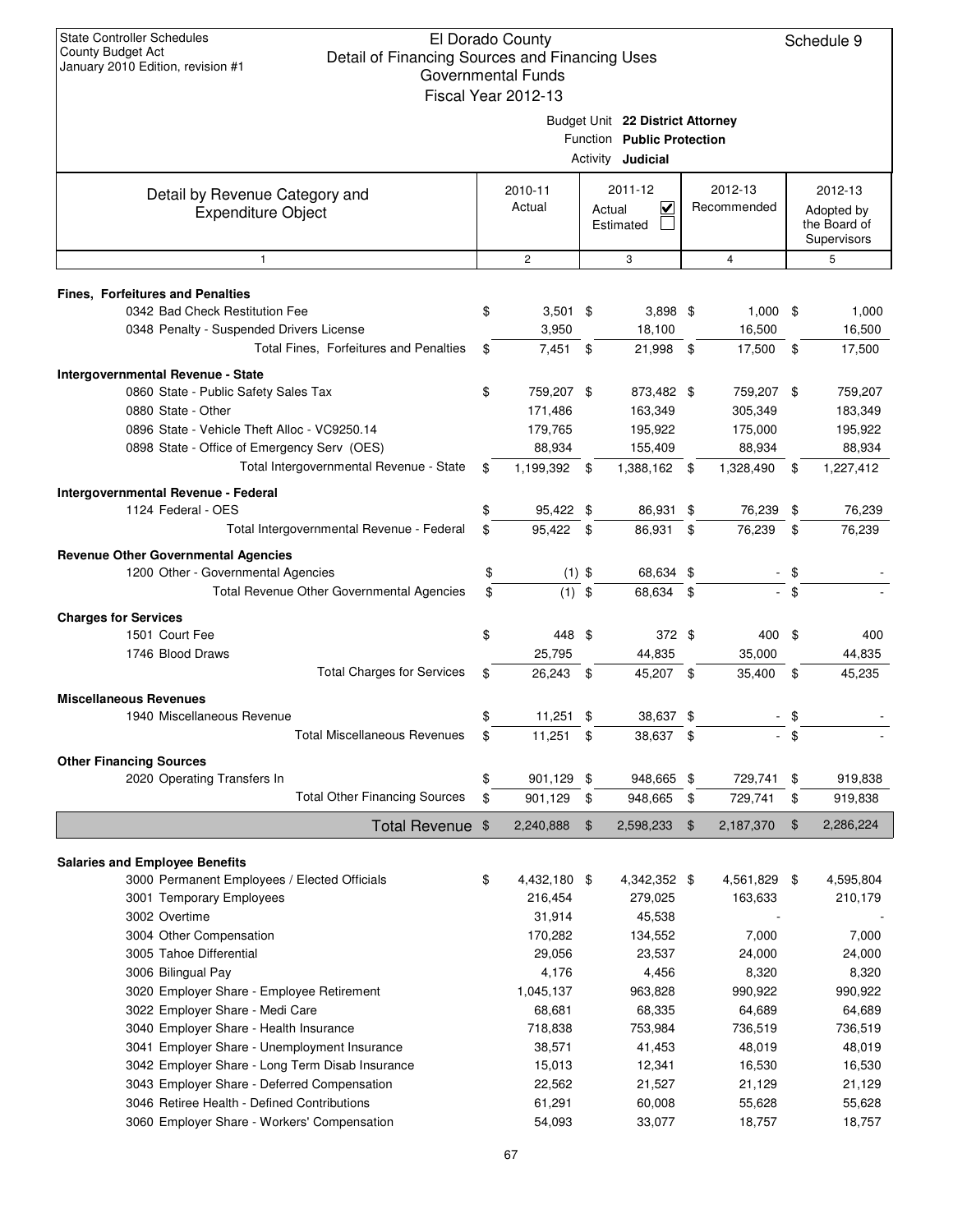State Controller Schedules
County Budget Act
January 2010 Edition, revision #1

# El Dorado County
## Detail of Financing Sources and Financing Uses
### Governmental Funds
### Fiscal Year 2012-13

Schedule 9

Budget Unit **22 District Attorney**
Function **Public Protection**
Activity **Judicial**

| Detail by Revenue Category and Expenditure Object | 2010-11 Actual | 2011-12 Actual ☑ Estimated ☐ | 2012-13 Recommended | 2012-13 Adopted by the Board of Supervisors |
|---|---|---|---|---|
| 1 | 2 | 3 | 4 | 5 |
| **Fines, Forfeitures and Penalties** | | | | |
| 0342 Bad Check Restitution Fee | $ 3,501 | $ 3,898 | $ 1,000 | $ 1,000 |
| 0348 Penalty - Suspended Drivers License | 3,950 | 18,100 | 16,500 | 16,500 |
| Total Fines, Forfeitures and Penalties | $ 7,451 | $ 21,998 | $ 17,500 | $ 17,500 |
| **Intergovernmental Revenue - State** | | | | |
| 0860 State - Public Safety Sales Tax | $ 759,207 | $ 873,482 | $ 759,207 | $ 759,207 |
| 0880 State - Other | 171,486 | 163,349 | 305,349 | 183,349 |
| 0896 State - Vehicle Theft Alloc - VC9250.14 | 179,765 | 195,922 | 175,000 | 195,922 |
| 0898 State - Office of Emergency Serv (OES) | 88,934 | 155,409 | 88,934 | 88,934 |
| Total Intergovernmental Revenue - State | $ 1,199,392 | $ 1,388,162 | $ 1,328,490 | $ 1,227,412 |
| **Intergovernmental Revenue - Federal** | | | | |
| 1124 Federal - OES | $ 95,422 | $ 86,931 | $ 76,239 | $ 76,239 |
| Total Intergovernmental Revenue - Federal | $ 95,422 | $ 86,931 | $ 76,239 | $ 76,239 |
| **Revenue Other Governmental Agencies** | | | | |
| 1200 Other - Governmental Agencies | $ (1) | $ 68,634 | $ - | $ - |
| Total Revenue Other Governmental Agencies | $ (1) | $ 68,634 | $ - | $ - |
| **Charges for Services** | | | | |
| 1501 Court Fee | $ 448 | $ 372 | $ 400 | $ 400 |
| 1746 Blood Draws | 25,795 | 44,835 | 35,000 | 44,835 |
| Total Charges for Services | $ 26,243 | $ 45,207 | $ 35,400 | $ 45,235 |
| **Miscellaneous Revenues** | | | | |
| 1940 Miscellaneous Revenue | $ 11,251 | $ 38,637 | $ - | $ - |
| Total Miscellaneous Revenues | $ 11,251 | $ 38,637 | $ - | $ - |
| **Other Financing Sources** | | | | |
| 2020 Operating Transfers In | $ 901,129 | $ 948,665 | $ 729,741 | $ 919,838 |
| Total Other Financing Sources | $ 901,129 | $ 948,665 | $ 729,741 | $ 919,838 |
| **Total Revenue** | $ 2,240,888 | $ 2,598,233 | $ 2,187,370 | $ 2,286,224 |
| **Salaries and Employee Benefits** | | | | |
| 3000 Permanent Employees / Elected Officials | $ 4,432,180 | $ 4,342,352 | $ 4,561,829 | $ 4,595,804 |
| 3001 Temporary Employees | 216,454 | 279,025 | 163,633 | 210,179 |
| 3002 Overtime | 31,914 | 45,538 | - | - |
| 3004 Other Compensation | 170,282 | 134,552 | 7,000 | 7,000 |
| 3005 Tahoe Differential | 29,056 | 23,537 | 24,000 | 24,000 |
| 3006 Bilingual Pay | 4,176 | 4,456 | 8,320 | 8,320 |
| 3020 Employer Share - Employee Retirement | 1,045,137 | 963,828 | 990,922 | 990,922 |
| 3022 Employer Share - Medi Care | 68,681 | 68,335 | 64,689 | 64,689 |
| 3040 Employer Share - Health Insurance | 718,838 | 753,984 | 736,519 | 736,519 |
| 3041 Employer Share - Unemployment Insurance | 38,571 | 41,453 | 48,019 | 48,019 |
| 3042 Employer Share - Long Term Disab Insurance | 15,013 | 12,341 | 16,530 | 16,530 |
| 3043 Employer Share - Deferred Compensation | 22,562 | 21,527 | 21,129 | 21,129 |
| 3046 Retiree Health - Defined Contributions | 61,291 | 60,008 | 55,628 | 55,628 |
| 3060 Employer Share - Workers' Compensation | 54,093 | 33,077 | 18,757 | 18,757 |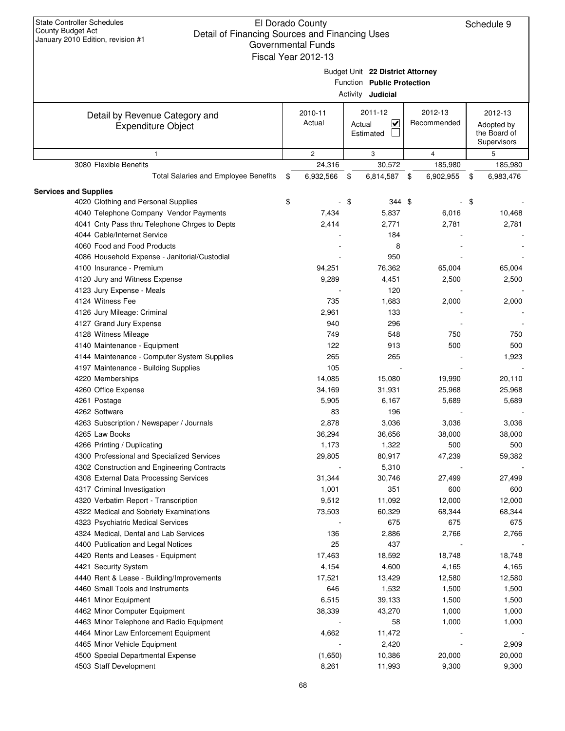State Controller Schedules
County Budget Act
January 2010 Edition, revision #1

# El Dorado County
## Detail of Financing Sources and Financing Uses
### Governmental Funds
### Fiscal Year 2012-13

Schedule 9

Budget Unit **22 District Attorney**
Function **Public Protection**
Activity **Judicial**

| Detail by Revenue Category and Expenditure Object | 2010-11 Actual | 2011-12 Actual ☑ Estimated ☐ | 2012-13 Recommended | 2012-13 Adopted by the Board of Supervisors |
|---|---|---|---|---|
| 1 | 2 | 3 | 4 | 5 |
| 3080 Flexible Benefits | 24,316 | 30,572 | 185,980 | 185,980 |
| Total Salaries and Employee Benefits | $ 6,932,566 | $ 6,814,587 | $ 6,902,955 | $ 6,983,476 |
| **Services and Supplies** | | | | |
| 4020 Clothing and Personal Supplies | $ - | $ 344 | $ - | $ - |
| 4040 Telephone Company Vendor Payments | 7,434 | 5,837 | 6,016 | 10,468 |
| 4041 Cnty Pass thru Telephone Chrges to Depts | 2,414 | 2,771 | 2,781 | 2,781 |
| 4044 Cable/Internet Service | - | 184 | - | - |
| 4060 Food and Food Products | - | 8 | - | - |
| 4086 Household Expense - Janitorial/Custodial | - | 950 | - | - |
| 4100 Insurance - Premium | 94,251 | 76,362 | 65,004 | 65,004 |
| 4120 Jury and Witness Expense | 9,289 | 4,451 | 2,500 | 2,500 |
| 4123 Jury Expense - Meals | - | 120 | - | - |
| 4124 Witness Fee | 735 | 1,683 | 2,000 | 2,000 |
| 4126 Jury Mileage: Criminal | 2,961 | 133 | - | - |
| 4127 Grand Jury Expense | 940 | 296 | - | - |
| 4128 Witness Mileage | 749 | 548 | 750 | 750 |
| 4140 Maintenance - Equipment | 122 | 913 | 500 | 500 |
| 4144 Maintenance - Computer System Supplies | 265 | 265 | - | 1,923 |
| 4197 Maintenance - Building Supplies | 105 | - | - | - |
| 4220 Memberships | 14,085 | 15,080 | 19,990 | 20,110 |
| 4260 Office Expense | 34,169 | 31,931 | 25,968 | 25,968 |
| 4261 Postage | 5,905 | 6,167 | 5,689 | 5,689 |
| 4262 Software | 83 | 196 | - | - |
| 4263 Subscription / Newspaper / Journals | 2,878 | 3,036 | 3,036 | 3,036 |
| 4265 Law Books | 36,294 | 36,656 | 38,000 | 38,000 |
| 4266 Printing / Duplicating | 1,173 | 1,322 | 500 | 500 |
| 4300 Professional and Specialized Services | 29,805 | 80,917 | 47,239 | 59,382 |
| 4302 Construction and Engineering Contracts | - | 5,310 | - | - |
| 4308 External Data Processing Services | 31,344 | 30,746 | 27,499 | 27,499 |
| 4317 Criminal Investigation | 1,001 | 351 | 600 | 600 |
| 4320 Verbatim Report - Transcription | 9,512 | 11,092 | 12,000 | 12,000 |
| 4322 Medical and Sobriety Examinations | 73,503 | 60,329 | 68,344 | 68,344 |
| 4323 Psychiatric Medical Services | - | 675 | 675 | 675 |
| 4324 Medical, Dental and Lab Services | 136 | 2,886 | 2,766 | 2,766 |
| 4400 Publication and Legal Notices | 25 | 437 | - | - |
| 4420 Rents and Leases - Equipment | 17,463 | 18,592 | 18,748 | 18,748 |
| 4421 Security System | 4,154 | 4,600 | 4,165 | 4,165 |
| 4440 Rent & Lease - Building/Improvements | 17,521 | 13,429 | 12,580 | 12,580 |
| 4460 Small Tools and Instruments | 646 | 1,532 | 1,500 | 1,500 |
| 4461 Minor Equipment | 6,515 | 39,133 | 1,500 | 1,500 |
| 4462 Minor Computer Equipment | 38,339 | 43,270 | 1,000 | 1,000 |
| 4463 Minor Telephone and Radio Equipment | - | 58 | 1,000 | 1,000 |
| 4464 Minor Law Enforcement Equipment | 4,662 | 11,472 | - | - |
| 4465 Minor Vehicle Equipment | - | 2,420 | - | 2,909 |
| 4500 Special Departmental Expense | (1,650) | 10,386 | 20,000 | 20,000 |
| 4503 Staff Development | 8,261 | 11,993 | 9,300 | 9,300 |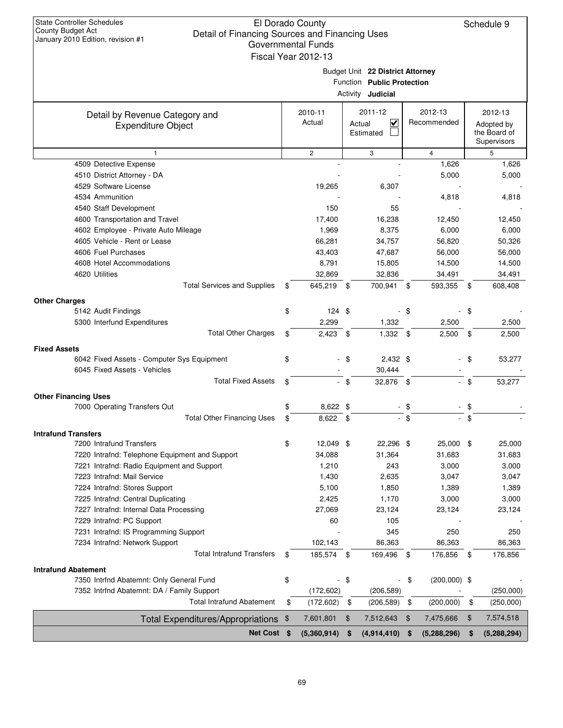State Controller Schedules
County Budget Act
January 2010 Edition, revision #1

# El Dorado County
## Detail of Financing Sources and Financing Uses
### Governmental Funds
### Fiscal Year 2012-13

Schedule 9

Budget Unit **22 District Attorney**
Function **Public Protection**
Activity **Judicial**

| Detail by Revenue Category and Expenditure Object | 2010-11 Actual | 2011-12 Actual ☑ Estimated ☐ | 2012-13 Recommended | 2012-13 Adopted by the Board of Supervisors |
|---|---|---|---|---|
| 1 | 2 | 3 | 4 | 5 |
| 4509 Detective Expense | - | - | 1,626 | 1,626 |
| 4510 District Attorney - DA | - | - | 5,000 | 5,000 |
| 4529 Software License | 19,265 | 6,307 | - | - |
| 4534 Ammunition | - | - | 4,818 | 4,818 |
| 4540 Staff Development | 150 | 55 | - | - |
| 4600 Transportation and Travel | 17,400 | 16,238 | 12,450 | 12,450 |
| 4602 Employee - Private Auto Mileage | 1,969 | 8,375 | 6,000 | 6,000 |
| 4605 Vehicle - Rent or Lease | 66,281 | 34,757 | 56,820 | 50,326 |
| 4606 Fuel Purchases | 43,403 | 47,687 | 56,000 | 56,000 |
| 4608 Hotel Accommodations | 8,791 | 15,805 | 14,500 | 14,500 |
| 4620 Utilities | 32,869 | 32,836 | 34,491 | 34,491 |
| Total Services and Supplies | $ 645,219 | $ 700,941 | $ 593,355 | $ 608,408 |
| **Other Charges** | | | | |
| 5142 Audit Findings | $ 124 | $ - | $ - | $ - |
| 5300 Interfund Expenditures | 2,299 | 1,332 | 2,500 | 2,500 |
| Total Other Charges | $ 2,423 | $ 1,332 | $ 2,500 | $ 2,500 |
| **Fixed Assets** | | | | |
| 6042 Fixed Assets - Computer Sys Equipment | $ - | $ 2,432 | $ - | $ 53,277 |
| 6045 Fixed Assets - Vehicles | - | 30,444 | - | - |
| Total Fixed Assets | $ - | $ 32,876 | $ - | $ 53,277 |
| **Other Financing Uses** | | | | |
| 7000 Operating Transfers Out | $ 8,622 | $ - | $ - | $ - |
| Total Other Financing Uses | $ 8,622 | $ - | $ - | $ - |
| **Intrafund Transfers** | | | | |
| 7200 Intrafund Transfers | $ 12,049 | $ 22,296 | $ 25,000 | $ 25,000 |
| 7220 Intrafnd: Telephone Equipment and Support | 34,088 | 31,364 | 31,683 | 31,683 |
| 7221 Intrafnd: Radio Equipment and Support | 1,210 | 243 | 3,000 | 3,000 |
| 7223 Intrafnd: Mail Service | 1,430 | 2,635 | 3,047 | 3,047 |
| 7224 Intrafnd: Stores Support | 5,100 | 1,850 | 1,389 | 1,389 |
| 7225 Intrafnd: Central Duplicating | 2,425 | 1,170 | 3,000 | 3,000 |
| 7227 Intrafnd: Internal Data Processing | 27,069 | 23,124 | 23,124 | 23,124 |
| 7229 Intrafnd: PC Support | 60 | 105 | - | - |
| 7231 Intrafnd: IS Programming Support | - | 345 | 250 | 250 |
| 7234 Intrafnd: Network Support | 102,143 | 86,363 | 86,363 | 86,363 |
| Total Intrafund Transfers | $ 185,574 | $ 169,496 | $ 176,856 | $ 176,856 |
| **Intrafund Abatement** | | | | |
| 7350 Intrfnd Abatemnt: Only General Fund | $ - | $ - | $ (200,000) | $ - |
| 7352 Intrfnd Abatemnt: DA / Family Support | (172,602) | (206,589) | - | (250,000) |
| Total Intrafund Abatement | $ (172,602) | $ (206,589) | $ (200,000) | $ (250,000) |
| Total Expenditures/Appropriations | $ 7,601,801 | $ 7,512,643 | $ 7,475,666 | $ 7,574,518 |
| **Net Cost** | **$ (5,360,914)** | **$ (4,914,410)** | **$ (5,288,296)** | **$ (5,288,294)** |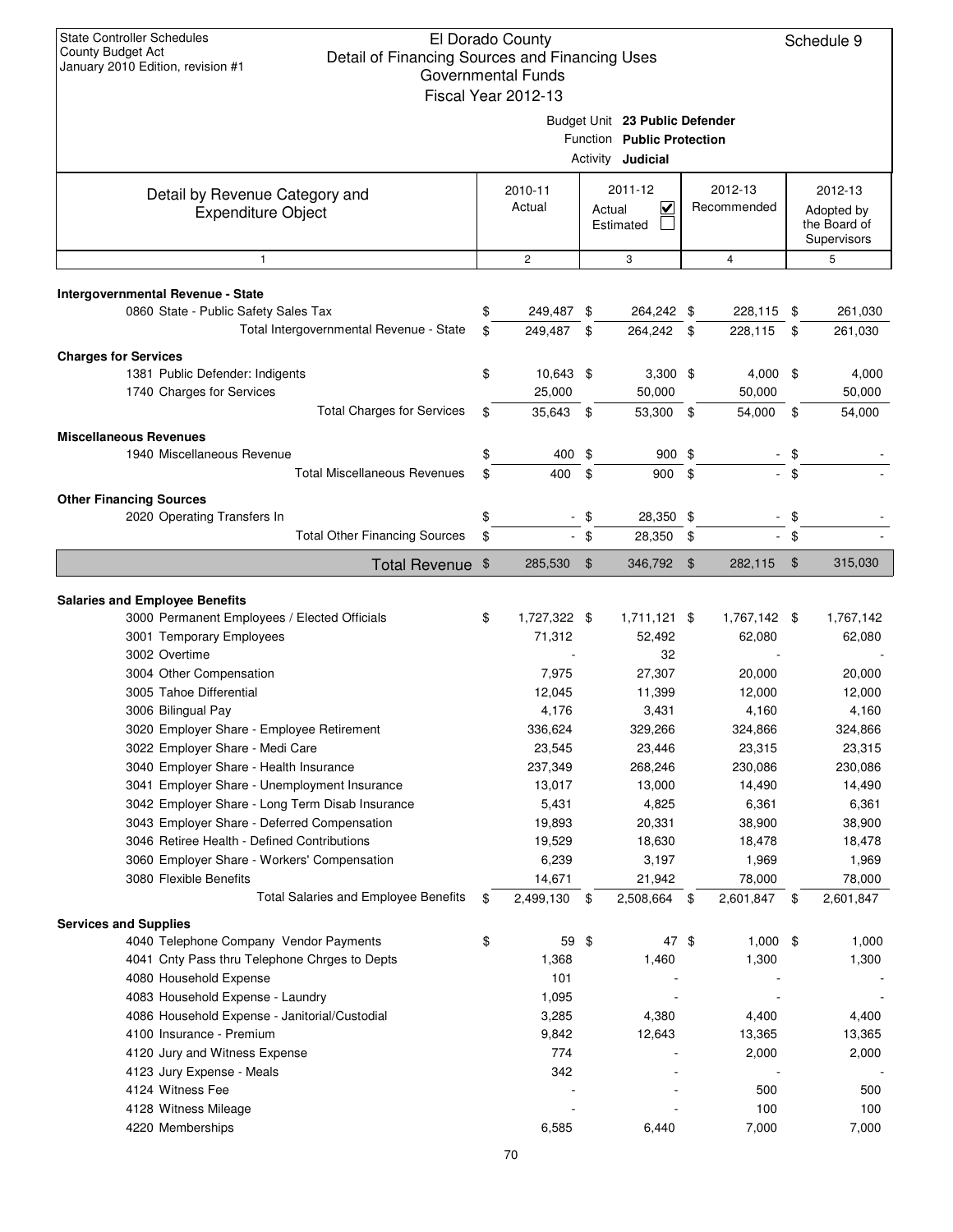State Controller Schedules
County Budget Act
January 2010 Edition, revision #1

# El Dorado County
## Detail of Financing Sources and Financing Uses
### Governmental Funds
### Fiscal Year 2012-13

Schedule 9

Budget Unit **23 Public Defender**
Function **Public Protection**
Activity **Judicial**

| Detail by Revenue Category and Expenditure Object | 2010-11 Actual | 2011-12 Actual ☑ Estimated ☐ | 2012-13 Recommended | 2012-13 Adopted by the Board of Supervisors |
|---|---|---|---|---|
| 1 | 2 | 3 | 4 | 5 |
| **Intergovernmental Revenue - State** | | | | |
| 0860 State - Public Safety Sales Tax | $ 249,487 | $ 264,242 | $ 228,115 | $ 261,030 |
| Total Intergovernmental Revenue - State | $ 249,487 | $ 264,242 | $ 228,115 | $ 261,030 |
| **Charges for Services** | | | | |
| 1381 Public Defender: Indigents | $ 10,643 | $ 3,300 | $ 4,000 | $ 4,000 |
| 1740 Charges for Services | 25,000 | 50,000 | 50,000 | 50,000 |
| Total Charges for Services | $ 35,643 | $ 53,300 | $ 54,000 | $ 54,000 |
| **Miscellaneous Revenues** | | | | |
| 1940 Miscellaneous Revenue | $ 400 | $ 900 | $ - | $ - |
| Total Miscellaneous Revenues | $ 400 | $ 900 | $ - | $ - |
| **Other Financing Sources** | | | | |
| 2020 Operating Transfers In | $ - | $ 28,350 | $ - | $ - |
| Total Other Financing Sources | $ - | $ 28,350 | $ - | $ - |
| **Total Revenue** | $ 285,530 | $ 346,792 | $ 282,115 | $ 315,030 |
| **Salaries and Employee Benefits** | | | | |
| 3000 Permanent Employees / Elected Officials | $ 1,727,322 | $ 1,711,121 | $ 1,767,142 | $ 1,767,142 |
| 3001 Temporary Employees | 71,312 | 52,492 | 62,080 | 62,080 |
| 3002 Overtime | - | 32 | - | - |
| 3004 Other Compensation | 7,975 | 27,307 | 20,000 | 20,000 |
| 3005 Tahoe Differential | 12,045 | 11,399 | 12,000 | 12,000 |
| 3006 Bilingual Pay | 4,176 | 3,431 | 4,160 | 4,160 |
| 3020 Employer Share - Employee Retirement | 336,624 | 329,266 | 324,866 | 324,866 |
| 3022 Employer Share - Medi Care | 23,545 | 23,446 | 23,315 | 23,315 |
| 3040 Employer Share - Health Insurance | 237,349 | 268,246 | 230,086 | 230,086 |
| 3041 Employer Share - Unemployment Insurance | 13,017 | 13,000 | 14,490 | 14,490 |
| 3042 Employer Share - Long Term Disab Insurance | 5,431 | 4,825 | 6,361 | 6,361 |
| 3043 Employer Share - Deferred Compensation | 19,893 | 20,331 | 38,900 | 38,900 |
| 3046 Retiree Health - Defined Contributions | 19,529 | 18,630 | 18,478 | 18,478 |
| 3060 Employer Share - Workers' Compensation | 6,239 | 3,197 | 1,969 | 1,969 |
| 3080 Flexible Benefits | 14,671 | 21,942 | 78,000 | 78,000 |
| Total Salaries and Employee Benefits | $ 2,499,130 | $ 2,508,664 | $ 2,601,847 | $ 2,601,847 |
| **Services and Supplies** | | | | |
| 4040 Telephone Company Vendor Payments | $ 59 | $ 47 | $ 1,000 | $ 1,000 |
| 4041 Cnty Pass thru Telephone Chrges to Depts | 1,368 | 1,460 | 1,300 | 1,300 |
| 4080 Household Expense | 101 | - | - | - |
| 4083 Household Expense - Laundry | 1,095 | - | - | - |
| 4086 Household Expense - Janitorial/Custodial | 3,285 | 4,380 | 4,400 | 4,400 |
| 4100 Insurance - Premium | 9,842 | 12,643 | 13,365 | 13,365 |
| 4120 Jury and Witness Expense | 774 | - | 2,000 | 2,000 |
| 4123 Jury Expense - Meals | 342 | - | - | - |
| 4124 Witness Fee | - | - | 500 | 500 |
| 4128 Witness Mileage | - | - | 100 | 100 |
| 4220 Memberships | 6,585 | 6,440 | 7,000 | 7,000 |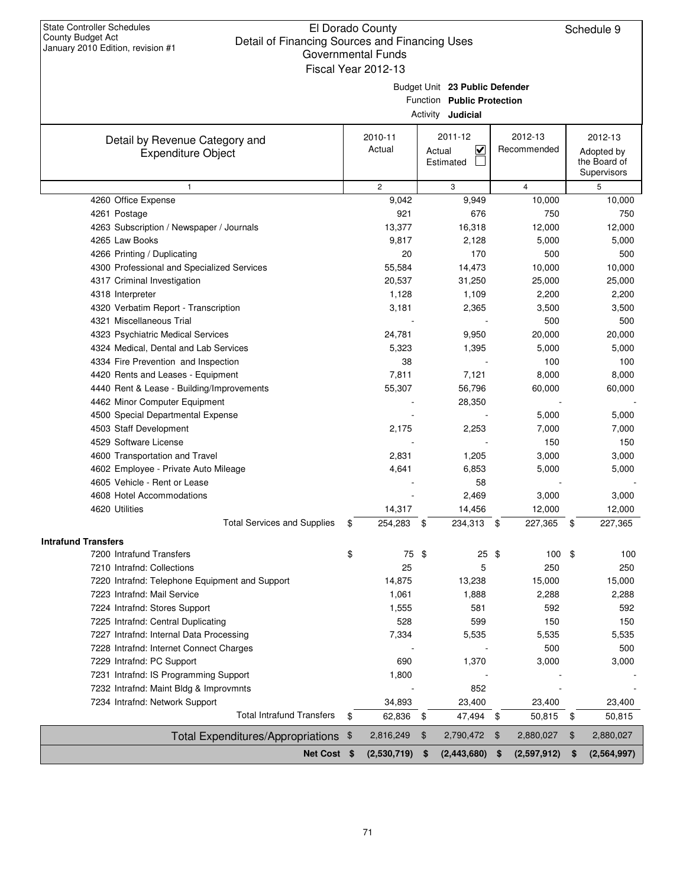State Controller Schedules
County Budget Act
January 2010 Edition, revision #1

# El Dorado County
## Detail of Financing Sources and Financing Uses
### Governmental Funds
### Fiscal Year 2012-13

Schedule 9

Budget Unit **23 Public Defender**
Function **Public Protection**
Activity **Judicial**

| Detail by Revenue Category and Expenditure Object | 2010-11 Actual | 2011-12 Actual ☑ Estimated ☐ | 2012-13 Recommended | 2012-13 Adopted by the Board of Supervisors |
|---|---|---|---|---|
| 1 | 2 | 3 | 4 | 5 |
| 4260 Office Expense | 9,042 | 9,949 | 10,000 | 10,000 |
| 4261 Postage | 921 | 676 | 750 | 750 |
| 4263 Subscription / Newspaper / Journals | 13,377 | 16,318 | 12,000 | 12,000 |
| 4265 Law Books | 9,817 | 2,128 | 5,000 | 5,000 |
| 4266 Printing / Duplicating | 20 | 170 | 500 | 500 |
| 4300 Professional and Specialized Services | 55,584 | 14,473 | 10,000 | 10,000 |
| 4317 Criminal Investigation | 20,537 | 31,250 | 25,000 | 25,000 |
| 4318 Interpreter | 1,128 | 1,109 | 2,200 | 2,200 |
| 4320 Verbatim Report - Transcription | 3,181 | 2,365 | 3,500 | 3,500 |
| 4321 Miscellaneous Trial | - | - | 500 | 500 |
| 4323 Psychiatric Medical Services | 24,781 | 9,950 | 20,000 | 20,000 |
| 4324 Medical, Dental and Lab Services | 5,323 | 1,395 | 5,000 | 5,000 |
| 4334 Fire Prevention and Inspection | 38 | - | 100 | 100 |
| 4420 Rents and Leases - Equipment | 7,811 | 7,121 | 8,000 | 8,000 |
| 4440 Rent & Lease - Building/Improvements | 55,307 | 56,796 | 60,000 | 60,000 |
| 4462 Minor Computer Equipment | - | 28,350 | - | - |
| 4500 Special Departmental Expense | - | - | 5,000 | 5,000 |
| 4503 Staff Development | 2,175 | 2,253 | 7,000 | 7,000 |
| 4529 Software License | - | - | 150 | 150 |
| 4600 Transportation and Travel | 2,831 | 1,205 | 3,000 | 3,000 |
| 4602 Employee - Private Auto Mileage | 4,641 | 6,853 | 5,000 | 5,000 |
| 4605 Vehicle - Rent or Lease | - | 58 | - | - |
| 4608 Hotel Accommodations | - | 2,469 | 3,000 | 3,000 |
| 4620 Utilities | 14,317 | 14,456 | 12,000 | 12,000 |
| Total Services and Supplies | $ 254,283 | $ 234,313 | $ 227,365 | $ 227,365 |
| **Intrafund Transfers** | | | | |
| 7200 Intrafund Transfers | $ 75 | $ 25 | $ 100 | $ 100 |
| 7210 Intrafnd: Collections | 25 | 5 | 250 | 250 |
| 7220 Intrafnd: Telephone Equipment and Support | 14,875 | 13,238 | 15,000 | 15,000 |
| 7223 Intrafnd: Mail Service | 1,061 | 1,888 | 2,288 | 2,288 |
| 7224 Intrafnd: Stores Support | 1,555 | 581 | 592 | 592 |
| 7225 Intrafnd: Central Duplicating | 528 | 599 | 150 | 150 |
| 7227 Intrafnd: Internal Data Processing | 7,334 | 5,535 | 5,535 | 5,535 |
| 7228 Intrafnd: Internet Connect Charges | - | - | 500 | 500 |
| 7229 Intrafnd: PC Support | 690 | 1,370 | 3,000 | 3,000 |
| 7231 Intrafnd: IS Programming Support | 1,800 | - | - | - |
| 7232 Intrafnd: Maint Bldg & Improvmnts | - | 852 | - | - |
| 7234 Intrafnd: Network Support | 34,893 | 23,400 | 23,400 | 23,400 |
| Total Intrafund Transfers | $ 62,836 | $ 47,494 | $ 50,815 | $ 50,815 |
| Total Expenditures/Appropriations | $ 2,816,249 | $ 2,790,472 | $ 2,880,027 | $ 2,880,027 |
| **Net Cost** | **$ (2,530,719)** | **$ (2,443,680)** | **$ (2,597,912)** | **$ (2,564,997)** |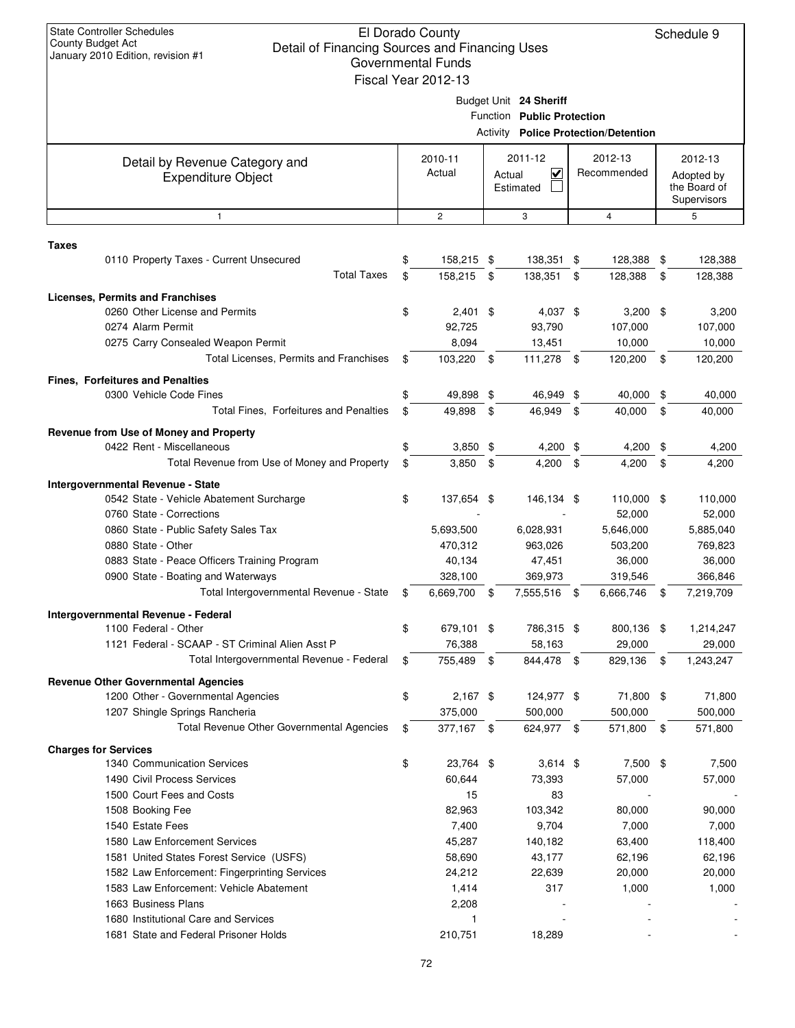State Controller Schedules
County Budget Act
January 2010 Edition, revision #1

# El Dorado County
## Detail of Financing Sources and Financing Uses
### Governmental Funds
### Fiscal Year 2012-13

Schedule 9

Budget Unit **24 Sheriff**
Function **Public Protection**
Activity **Police Protection/Detention**

| Detail by Revenue Category and Expenditure Object | 2010-11 Actual | 2011-12 Actual ☑ Estimated ☐ | 2012-13 Recommended | 2012-13 Adopted by the Board of Supervisors |
|---|---|---|---|---|
| 1 | 2 | 3 | 4 | 5 |
| **Taxes** | | | | |
| 0110 Property Taxes - Current Unsecured | $ 158,215 | $ 138,351 | $ 128,388 | $ 128,388 |
| Total Taxes | $ 158,215 | $ 138,351 | $ 128,388 | $ 128,388 |
| **Licenses, Permits and Franchises** | | | | |
| 0260 Other License and Permits | $ 2,401 | $ 4,037 | $ 3,200 | $ 3,200 |
| 0274 Alarm Permit | 92,725 | 93,790 | 107,000 | 107,000 |
| 0275 Carry Consealed Weapon Permit | 8,094 | 13,451 | 10,000 | 10,000 |
| Total Licenses, Permits and Franchises | $ 103,220 | $ 111,278 | $ 120,200 | $ 120,200 |
| **Fines, Forfeitures and Penalties** | | | | |
| 0300 Vehicle Code Fines | $ 49,898 | $ 46,949 | $ 40,000 | $ 40,000 |
| Total Fines, Forfeitures and Penalties | $ 49,898 | $ 46,949 | $ 40,000 | $ 40,000 |
| **Revenue from Use of Money and Property** | | | | |
| 0422 Rent - Miscellaneous | $ 3,850 | $ 4,200 | $ 4,200 | $ 4,200 |
| Total Revenue from Use of Money and Property | $ 3,850 | $ 4,200 | $ 4,200 | $ 4,200 |
| **Intergovernmental Revenue - State** | | | | |
| 0542 State - Vehicle Abatement Surcharge | $ 137,654 | $ 146,134 | $ 110,000 | $ 110,000 |
| 0760 State - Corrections | - | - | 52,000 | 52,000 |
| 0860 State - Public Safety Sales Tax | 5,693,500 | 6,028,931 | 5,646,000 | 5,885,040 |
| 0880 State - Other | 470,312 | 963,026 | 503,200 | 769,823 |
| 0883 State - Peace Officers Training Program | 40,134 | 47,451 | 36,000 | 36,000 |
| 0900 State - Boating and Waterways | 328,100 | 369,973 | 319,546 | 366,846 |
| Total Intergovernmental Revenue - State | $ 6,669,700 | $ 7,555,516 | $ 6,666,746 | $ 7,219,709 |
| **Intergovernmental Revenue - Federal** | | | | |
| 1100 Federal - Other | $ 679,101 | $ 786,315 | $ 800,136 | $ 1,214,247 |
| 1121 Federal - SCAAP - ST Criminal Alien Asst P | 76,388 | 58,163 | 29,000 | 29,000 |
| Total Intergovernmental Revenue - Federal | $ 755,489 | $ 844,478 | $ 829,136 | $ 1,243,247 |
| **Revenue Other Governmental Agencies** | | | | |
| 1200 Other - Governmental Agencies | $ 2,167 | $ 124,977 | $ 71,800 | $ 71,800 |
| 1207 Shingle Springs Rancheria | 375,000 | 500,000 | 500,000 | 500,000 |
| Total Revenue Other Governmental Agencies | $ 377,167 | $ 624,977 | $ 571,800 | $ 571,800 |
| **Charges for Services** | | | | |
| 1340 Communication Services | $ 23,764 | $ 3,614 | $ 7,500 | $ 7,500 |
| 1490 Civil Process Services | 60,644 | 73,393 | 57,000 | 57,000 |
| 1500 Court Fees and Costs | 15 | 83 | - | - |
| 1508 Booking Fee | 82,963 | 103,342 | 80,000 | 90,000 |
| 1540 Estate Fees | 7,400 | 9,704 | 7,000 | 7,000 |
| 1580 Law Enforcement Services | 45,287 | 140,182 | 63,400 | 118,400 |
| 1581 United States Forest Service (USFS) | 58,690 | 43,177 | 62,196 | 62,196 |
| 1582 Law Enforcement: Fingerprinting Services | 24,212 | 22,639 | 20,000 | 20,000 |
| 1583 Law Enforcement: Vehicle Abatement | 1,414 | 317 | 1,000 | 1,000 |
| 1663 Business Plans | 2,208 | - | - | - |
| 1680 Institutional Care and Services | 1 | - | - | - |
| 1681 State and Federal Prisoner Holds | 210,751 | 18,289 | - | - |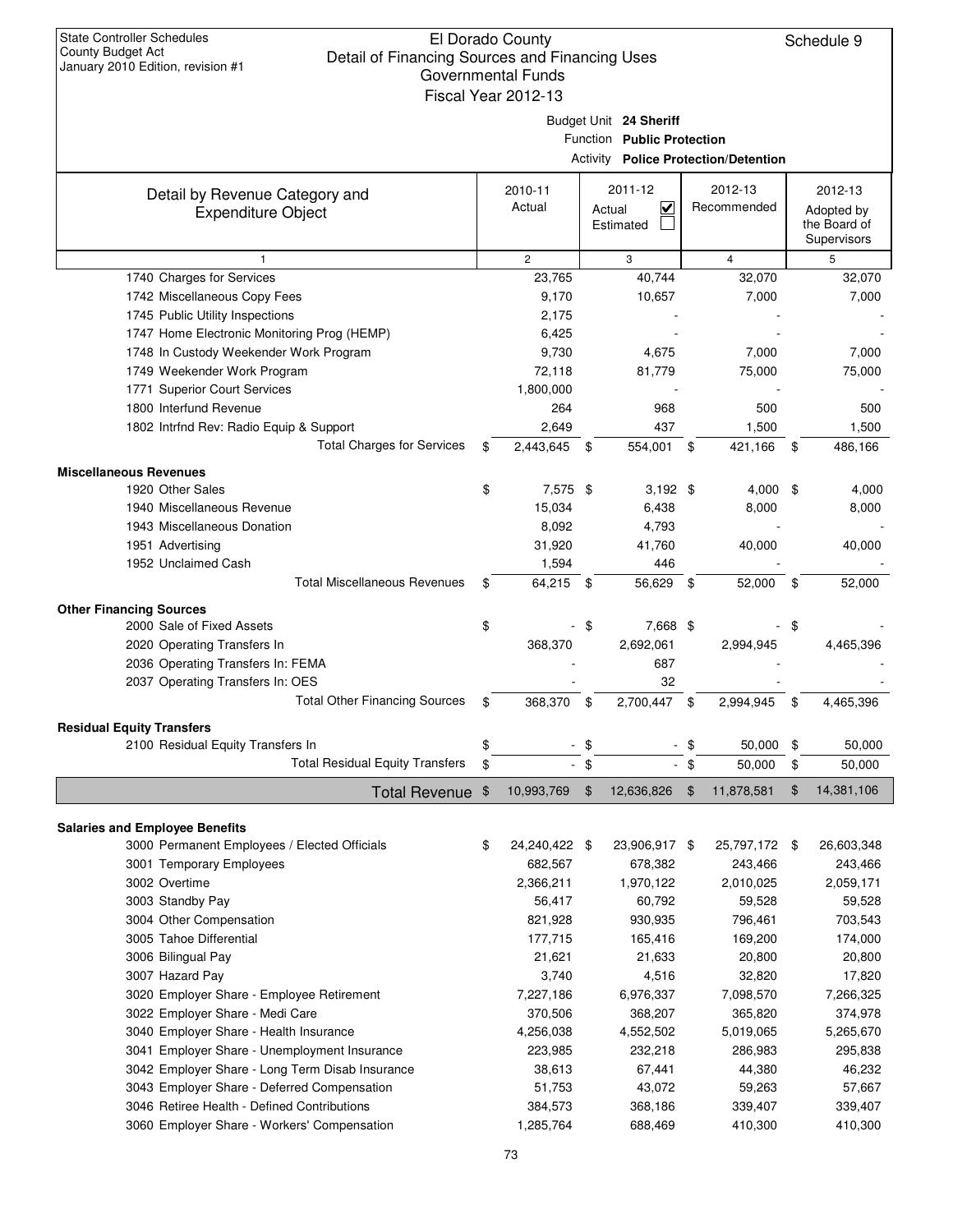State Controller Schedules
County Budget Act
January 2010 Edition, revision #1

# El Dorado County
## Detail of Financing Sources and Financing Uses
## Governmental Funds
## Fiscal Year 2012-13

Schedule 9

Budget Unit **24 Sheriff**
Function **Public Protection**
Activity **Police Protection/Detention**

| Detail by Revenue Category and Expenditure Object | 2010-11 Actual | 2011-12 Actual ☑ Estimated ☐ | 2012-13 Recommended | 2012-13 Adopted by the Board of Supervisors |
|---|---|---|---|---|
| 1 | 2 | 3 | 4 | 5 |
| 1740 Charges for Services | 23,765 | 40,744 | 32,070 | 32,070 |
| 1742 Miscellaneous Copy Fees | 9,170 | 10,657 | 7,000 | 7,000 |
| 1745 Public Utility Inspections | 2,175 | - | - | - |
| 1747 Home Electronic Monitoring Prog (HEMP) | 6,425 | - | - | - |
| 1748 In Custody Weekender Work Program | 9,730 | 4,675 | 7,000 | 7,000 |
| 1749 Weekender Work Program | 72,118 | 81,779 | 75,000 | 75,000 |
| 1771 Superior Court Services | 1,800,000 | - | - | - |
| 1800 Interfund Revenue | 264 | 968 | 500 | 500 |
| 1802 Intrfnd Rev: Radio Equip & Support | 2,649 | 437 | 1,500 | 1,500 |
| Total Charges for Services | $ 2,443,645 | $ 554,001 | $ 421,166 | $ 486,166 |
| **Miscellaneous Revenues** | | | | |
| 1920 Other Sales | $ 7,575 | $ 3,192 | $ 4,000 | $ 4,000 |
| 1940 Miscellaneous Revenue | 15,034 | 6,438 | 8,000 | 8,000 |
| 1943 Miscellaneous Donation | 8,092 | 4,793 | - | - |
| 1951 Advertising | 31,920 | 41,760 | 40,000 | 40,000 |
| 1952 Unclaimed Cash | 1,594 | 446 | - | - |
| Total Miscellaneous Revenues | $ 64,215 | $ 56,629 | $ 52,000 | $ 52,000 |
| **Other Financing Sources** | | | | |
| 2000 Sale of Fixed Assets | $ - | $ 7,668 | $ - | $ - |
| 2020 Operating Transfers In | 368,370 | 2,692,061 | 2,994,945 | 4,465,396 |
| 2036 Operating Transfers In: FEMA | - | 687 | - | - |
| 2037 Operating Transfers In: OES | - | 32 | - | - |
| Total Other Financing Sources | $ 368,370 | $ 2,700,447 | $ 2,994,945 | $ 4,465,396 |
| **Residual Equity Transfers** | | | | |
| 2100 Residual Equity Transfers In | $ - | $ - | $ 50,000 | $ 50,000 |
| Total Residual Equity Transfers | $ - | $ - | $ 50,000 | $ 50,000 |
| **Total Revenue** | $ 10,993,769 | $ 12,636,826 | $ 11,878,581 | $ 14,381,106 |
| **Salaries and Employee Benefits** | | | | |
| 3000 Permanent Employees / Elected Officials | $ 24,240,422 | $ 23,906,917 | $ 25,797,172 | $ 26,603,348 |
| 3001 Temporary Employees | 682,567 | 678,382 | 243,466 | 243,466 |
| 3002 Overtime | 2,366,211 | 1,970,122 | 2,010,025 | 2,059,171 |
| 3003 Standby Pay | 56,417 | 60,792 | 59,528 | 59,528 |
| 3004 Other Compensation | 821,928 | 930,935 | 796,461 | 703,543 |
| 3005 Tahoe Differential | 177,715 | 165,416 | 169,200 | 174,000 |
| 3006 Bilingual Pay | 21,621 | 21,633 | 20,800 | 20,800 |
| 3007 Hazard Pay | 3,740 | 4,516 | 32,820 | 17,820 |
| 3020 Employer Share - Employee Retirement | 7,227,186 | 6,976,337 | 7,098,570 | 7,266,325 |
| 3022 Employer Share - Medi Care | 370,506 | 368,207 | 365,820 | 374,978 |
| 3040 Employer Share - Health Insurance | 4,256,038 | 4,552,502 | 5,019,065 | 5,265,670 |
| 3041 Employer Share - Unemployment Insurance | 223,985 | 232,218 | 286,983 | 295,838 |
| 3042 Employer Share - Long Term Disab Insurance | 38,613 | 67,441 | 44,380 | 46,232 |
| 3043 Employer Share - Deferred Compensation | 51,753 | 43,072 | 59,263 | 57,667 |
| 3046 Retiree Health - Defined Contributions | 384,573 | 368,186 | 339,407 | 339,407 |
| 3060 Employer Share - Workers' Compensation | 1,285,764 | 688,469 | 410,300 | 410,300 |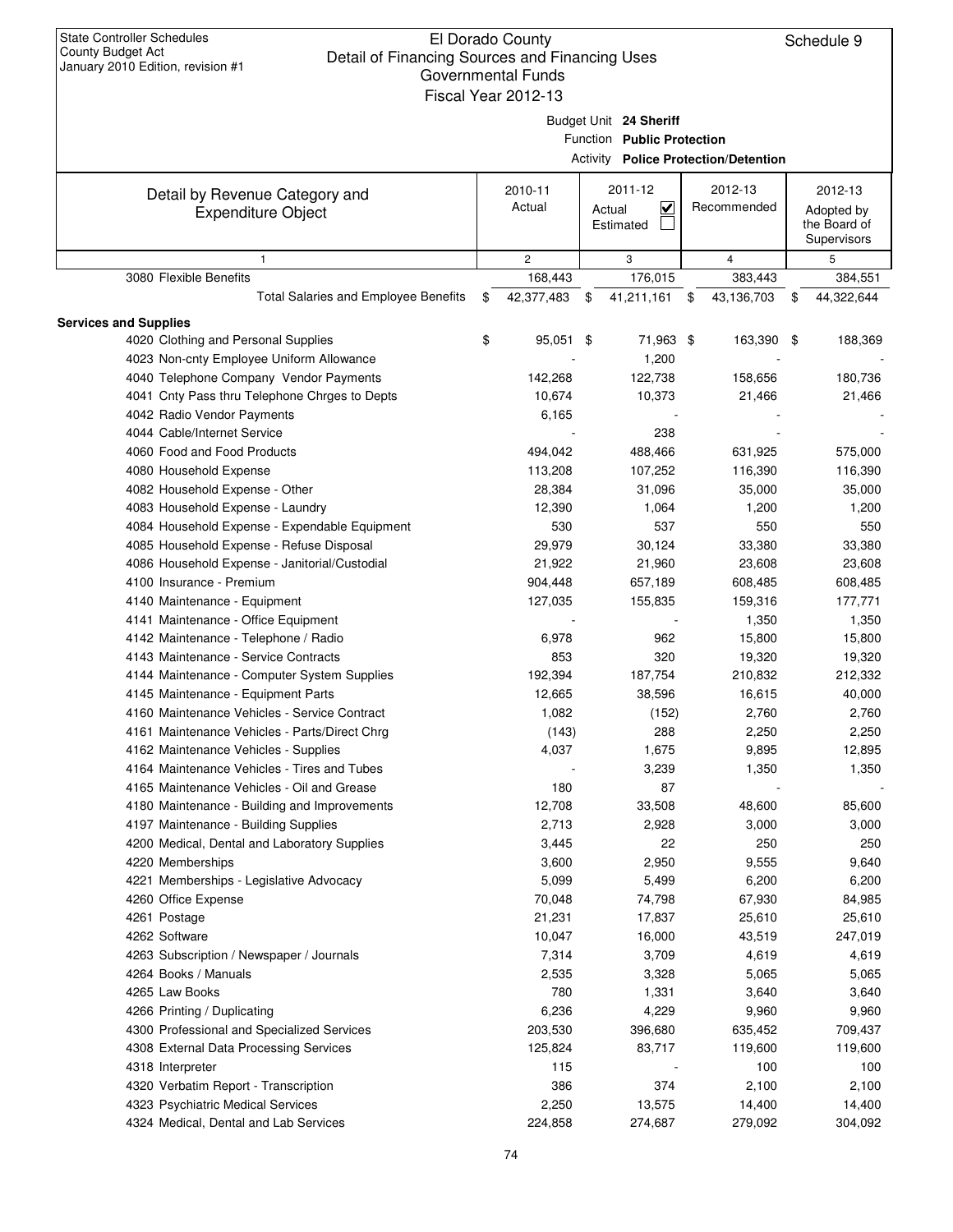State Controller Schedules
County Budget Act
January 2010 Edition, revision #1

# El Dorado County
## Detail of Financing Sources and Financing Uses
### Governmental Funds
### Fiscal Year 2012-13

Schedule 9

Budget Unit **24 Sheriff**
Function **Public Protection**
Activity **Police Protection/Detention**

| Detail by Revenue Category and Expenditure Object | 2010-11 Actual | 2011-12 Actual ☑ Estimated ☐ | 2012-13 Recommended | 2012-13 Adopted by the Board of Supervisors |
|---|---|---|---|---|
| 1 | 2 | 3 | 4 | 5 |
| 3080 Flexible Benefits | 168,443 | 176,015 | 383,443 | 384,551 |
| Total Salaries and Employee Benefits | $ 42,377,483 | $ 41,211,161 | $ 43,136,703 | $ 44,322,644 |
| **Services and Supplies** | | | | |
| 4020 Clothing and Personal Supplies | $ 95,051 | $ 71,963 | $ 163,390 | $ 188,369 |
| 4023 Non-cnty Employee Uniform Allowance | - | 1,200 | - | - |
| 4040 Telephone Company Vendor Payments | 142,268 | 122,738 | 158,656 | 180,736 |
| 4041 Cnty Pass thru Telephone Chrges to Depts | 10,674 | 10,373 | 21,466 | 21,466 |
| 4042 Radio Vendor Payments | 6,165 | - | - | - |
| 4044 Cable/Internet Service | - | 238 | - | - |
| 4060 Food and Food Products | 494,042 | 488,466 | 631,925 | 575,000 |
| 4080 Household Expense | 113,208 | 107,252 | 116,390 | 116,390 |
| 4082 Household Expense - Other | 28,384 | 31,096 | 35,000 | 35,000 |
| 4083 Household Expense - Laundry | 12,390 | 1,064 | 1,200 | 1,200 |
| 4084 Household Expense - Expendable Equipment | 530 | 537 | 550 | 550 |
| 4085 Household Expense - Refuse Disposal | 29,979 | 30,124 | 33,380 | 33,380 |
| 4086 Household Expense - Janitorial/Custodial | 21,922 | 21,960 | 23,608 | 23,608 |
| 4100 Insurance - Premium | 904,448 | 657,189 | 608,485 | 608,485 |
| 4140 Maintenance - Equipment | 127,035 | 155,835 | 159,316 | 177,771 |
| 4141 Maintenance - Office Equipment | - | - | 1,350 | 1,350 |
| 4142 Maintenance - Telephone / Radio | 6,978 | 962 | 15,800 | 15,800 |
| 4143 Maintenance - Service Contracts | 853 | 320 | 19,320 | 19,320 |
| 4144 Maintenance - Computer System Supplies | 192,394 | 187,754 | 210,832 | 212,332 |
| 4145 Maintenance - Equipment Parts | 12,665 | 38,596 | 16,615 | 40,000 |
| 4160 Maintenance Vehicles - Service Contract | 1,082 | (152) | 2,760 | 2,760 |
| 4161 Maintenance Vehicles - Parts/Direct Chrg | (143) | 288 | 2,250 | 2,250 |
| 4162 Maintenance Vehicles - Supplies | 4,037 | 1,675 | 9,895 | 12,895 |
| 4164 Maintenance Vehicles - Tires and Tubes | - | 3,239 | 1,350 | 1,350 |
| 4165 Maintenance Vehicles - Oil and Grease | 180 | 87 | - | - |
| 4180 Maintenance - Building and Improvements | 12,708 | 33,508 | 48,600 | 85,600 |
| 4197 Maintenance - Building Supplies | 2,713 | 2,928 | 3,000 | 3,000 |
| 4200 Medical, Dental and Laboratory Supplies | 3,445 | 22 | 250 | 250 |
| 4220 Memberships | 3,600 | 2,950 | 9,555 | 9,640 |
| 4221 Memberships - Legislative Advocacy | 5,099 | 5,499 | 6,200 | 6,200 |
| 4260 Office Expense | 70,048 | 74,798 | 67,930 | 84,985 |
| 4261 Postage | 21,231 | 17,837 | 25,610 | 25,610 |
| 4262 Software | 10,047 | 16,000 | 43,519 | 247,019 |
| 4263 Subscription / Newspaper / Journals | 7,314 | 3,709 | 4,619 | 4,619 |
| 4264 Books / Manuals | 2,535 | 3,328 | 5,065 | 5,065 |
| 4265 Law Books | 780 | 1,331 | 3,640 | 3,640 |
| 4266 Printing / Duplicating | 6,236 | 4,229 | 9,960 | 9,960 |
| 4300 Professional and Specialized Services | 203,530 | 396,680 | 635,452 | 709,437 |
| 4308 External Data Processing Services | 125,824 | 83,717 | 119,600 | 119,600 |
| 4318 Interpreter | 115 | - | 100 | 100 |
| 4320 Verbatim Report - Transcription | 386 | 374 | 2,100 | 2,100 |
| 4323 Psychiatric Medical Services | 2,250 | 13,575 | 14,400 | 14,400 |
| 4324 Medical, Dental and Lab Services | 224,858 | 274,687 | 279,092 | 304,092 |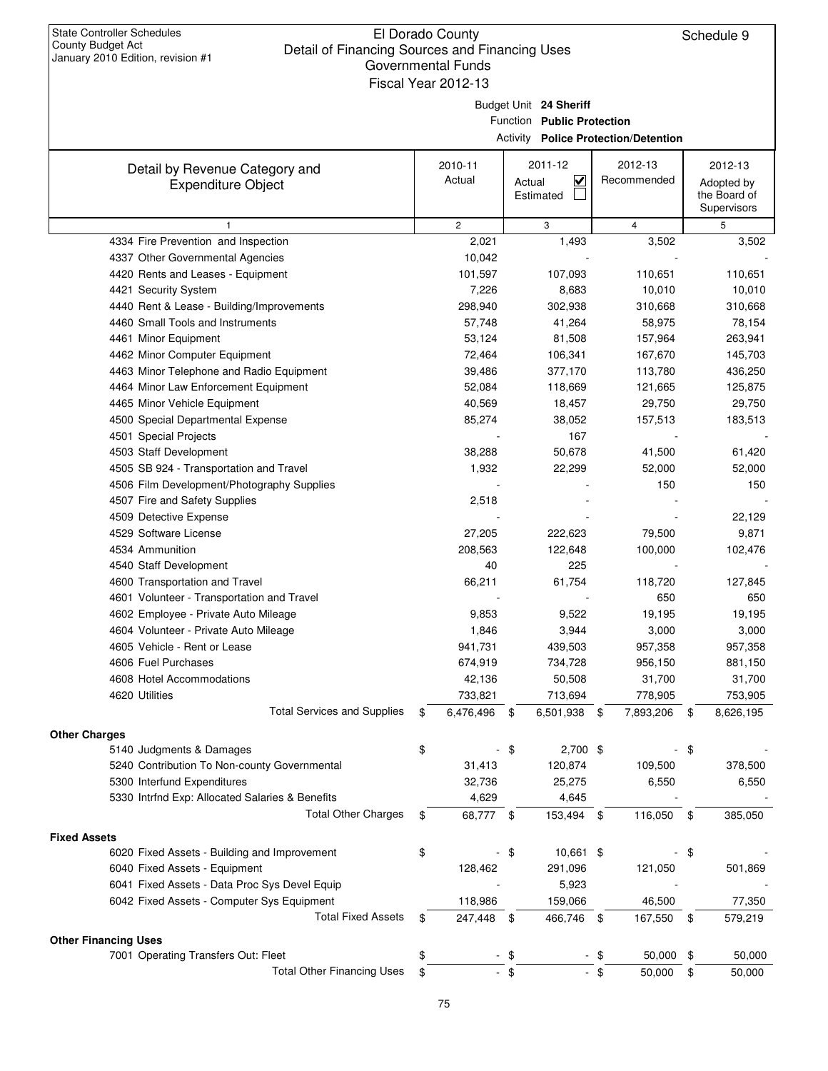State Controller Schedules
County Budget Act
January 2010 Edition, revision #1

# El Dorado County
## Detail of Financing Sources and Financing Uses
### Governmental Funds
### Fiscal Year 2012-13

Schedule 9

Budget Unit **24 Sheriff**
Function **Public Protection**
Activity **Police Protection/Detention**

| Detail by Revenue Category and Expenditure Object | 2010-11 Actual | 2011-12 Actual ☑ Estimated ☐ | 2012-13 Recommended | 2012-13 Adopted by the Board of Supervisors |
|---|---|---|---|---|
| 1 | 2 | 3 | 4 | 5 |
| 4334 Fire Prevention and Inspection | 2,021 | 1,493 | 3,502 | 3,502 |
| 4337 Other Governmental Agencies | 10,042 | - | - | - |
| 4420 Rents and Leases - Equipment | 101,597 | 107,093 | 110,651 | 110,651 |
| 4421 Security System | 7,226 | 8,683 | 10,010 | 10,010 |
| 4440 Rent & Lease - Building/Improvements | 298,940 | 302,938 | 310,668 | 310,668 |
| 4460 Small Tools and Instruments | 57,748 | 41,264 | 58,975 | 78,154 |
| 4461 Minor Equipment | 53,124 | 81,508 | 157,964 | 263,941 |
| 4462 Minor Computer Equipment | 72,464 | 106,341 | 167,670 | 145,703 |
| 4463 Minor Telephone and Radio Equipment | 39,486 | 377,170 | 113,780 | 436,250 |
| 4464 Minor Law Enforcement Equipment | 52,084 | 118,669 | 121,665 | 125,875 |
| 4465 Minor Vehicle Equipment | 40,569 | 18,457 | 29,750 | 29,750 |
| 4500 Special Departmental Expense | 85,274 | 38,052 | 157,513 | 183,513 |
| 4501 Special Projects | - | 167 | - | - |
| 4503 Staff Development | 38,288 | 50,678 | 41,500 | 61,420 |
| 4505 SB 924 - Transportation and Travel | 1,932 | 22,299 | 52,000 | 52,000 |
| 4506 Film Development/Photography Supplies | - | - | 150 | 150 |
| 4507 Fire and Safety Supplies | 2,518 | - | - | - |
| 4509 Detective Expense | - | - | - | 22,129 |
| 4529 Software License | 27,205 | 222,623 | 79,500 | 9,871 |
| 4534 Ammunition | 208,563 | 122,648 | 100,000 | 102,476 |
| 4540 Staff Development | 40 | 225 | - | - |
| 4600 Transportation and Travel | 66,211 | 61,754 | 118,720 | 127,845 |
| 4601 Volunteer - Transportation and Travel | - | - | 650 | 650 |
| 4602 Employee - Private Auto Mileage | 9,853 | 9,522 | 19,195 | 19,195 |
| 4604 Volunteer - Private Auto Mileage | 1,846 | 3,944 | 3,000 | 3,000 |
| 4605 Vehicle - Rent or Lease | 941,731 | 439,503 | 957,358 | 957,358 |
| 4606 Fuel Purchases | 674,919 | 734,728 | 956,150 | 881,150 |
| 4608 Hotel Accommodations | 42,136 | 50,508 | 31,700 | 31,700 |
| 4620 Utilities | 733,821 | 713,694 | 778,905 | 753,905 |
| Total Services and Supplies | $ 6,476,496 | $ 6,501,938 | $ 7,893,206 | $ 8,626,195 |
| **Other Charges** | | | | |
| 5140 Judgments & Damages | $ - | $ 2,700 | $ - | $ - |
| 5240 Contribution To Non-county Governmental | 31,413 | 120,874 | 109,500 | 378,500 |
| 5300 Interfund Expenditures | 32,736 | 25,275 | 6,550 | 6,550 |
| 5330 Intrfnd Exp: Allocated Salaries & Benefits | 4,629 | 4,645 | - | - |
| Total Other Charges | $ 68,777 | $ 153,494 | $ 116,050 | $ 385,050 |
| **Fixed Assets** | | | | |
| 6020 Fixed Assets - Building and Improvement | $ - | $ 10,661 | $ - | $ - |
| 6040 Fixed Assets - Equipment | 128,462 | 291,096 | 121,050 | 501,869 |
| 6041 Fixed Assets - Data Proc Sys Devel Equip | - | 5,923 | - | - |
| 6042 Fixed Assets - Computer Sys Equipment | 118,986 | 159,066 | 46,500 | 77,350 |
| Total Fixed Assets | $ 247,448 | $ 466,746 | $ 167,550 | $ 579,219 |
| **Other Financing Uses** | | | | |
| 7001 Operating Transfers Out: Fleet | $ - | $ - | $ 50,000 | $ 50,000 |
| Total Other Financing Uses | $ - | $ - | $ 50,000 | $ 50,000 |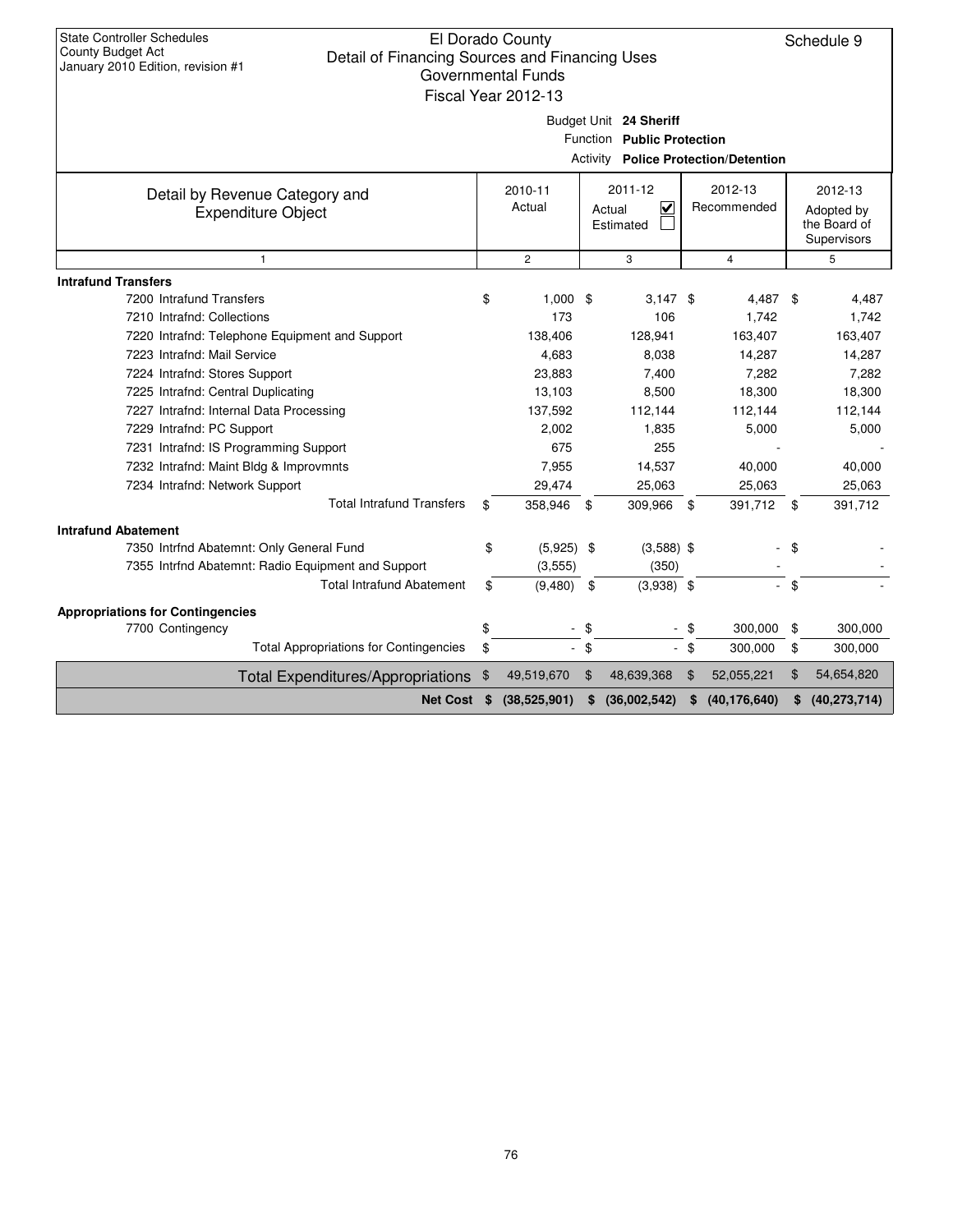State Controller Schedules
County Budget Act
January 2010 Edition, revision #1

# El Dorado County
## Detail of Financing Sources and Financing Uses
### Governmental Funds
### Fiscal Year 2012-13

Schedule 9

Budget Unit **24 Sheriff**
Function **Public Protection**
Activity **Police Protection/Detention**

| Detail by Revenue Category and Expenditure Object | 2010-11 Actual | 2011-12 Actual ☑ Estimated ☐ | 2012-13 Recommended | 2012-13 Adopted by the Board of Supervisors |
|---|---|---|---|---|
| 1 | 2 | 3 | 4 | 5 |
| **Intrafund Transfers** | | | | |
| 7200 Intrafund Transfers | $ 1,000 | $ 3,147 | $ 4,487 | $ 4,487 |
| 7210 Intrafnd: Collections | 173 | 106 | 1,742 | 1,742 |
| 7220 Intrafnd: Telephone Equipment and Support | 138,406 | 128,941 | 163,407 | 163,407 |
| 7223 Intrafnd: Mail Service | 4,683 | 8,038 | 14,287 | 14,287 |
| 7224 Intrafnd: Stores Support | 23,883 | 7,400 | 7,282 | 7,282 |
| 7225 Intrafnd: Central Duplicating | 13,103 | 8,500 | 18,300 | 18,300 |
| 7227 Intrafnd: Internal Data Processing | 137,592 | 112,144 | 112,144 | 112,144 |
| 7229 Intrafnd: PC Support | 2,002 | 1,835 | 5,000 | 5,000 |
| 7231 Intrafnd: IS Programming Support | 675 | 255 | - | - |
| 7232 Intrafnd: Maint Bldg & Improvmnts | 7,955 | 14,537 | 40,000 | 40,000 |
| 7234 Intrafnd: Network Support | 29,474 | 25,063 | 25,063 | 25,063 |
| Total Intrafund Transfers | $ 358,946 | $ 309,966 | $ 391,712 | $ 391,712 |
| **Intrafund Abatement** | | | | |
| 7350 Intrfnd Abatemnt: Only General Fund | $ (5,925) | $ (3,588) | $ - | $ - |
| 7355 Intrfnd Abatemnt: Radio Equipment and Support | (3,555) | (350) | - | - |
| Total Intrafund Abatement | $ (9,480) | $ (3,938) | $ - | $ - |
| **Appropriations for Contingencies** | | | | |
| 7700 Contingency | $ - | $ - | $ 300,000 | $ 300,000 |
| Total Appropriations for Contingencies | $ - | $ - | $ 300,000 | $ 300,000 |
| Total Expenditures/Appropriations | $ 49,519,670 | $ 48,639,368 | $ 52,055,221 | $ 54,654,820 |
| **Net Cost** | **$ (38,525,901)** | **$ (36,002,542)** | **$ (40,176,640)** | **$ (40,273,714)** |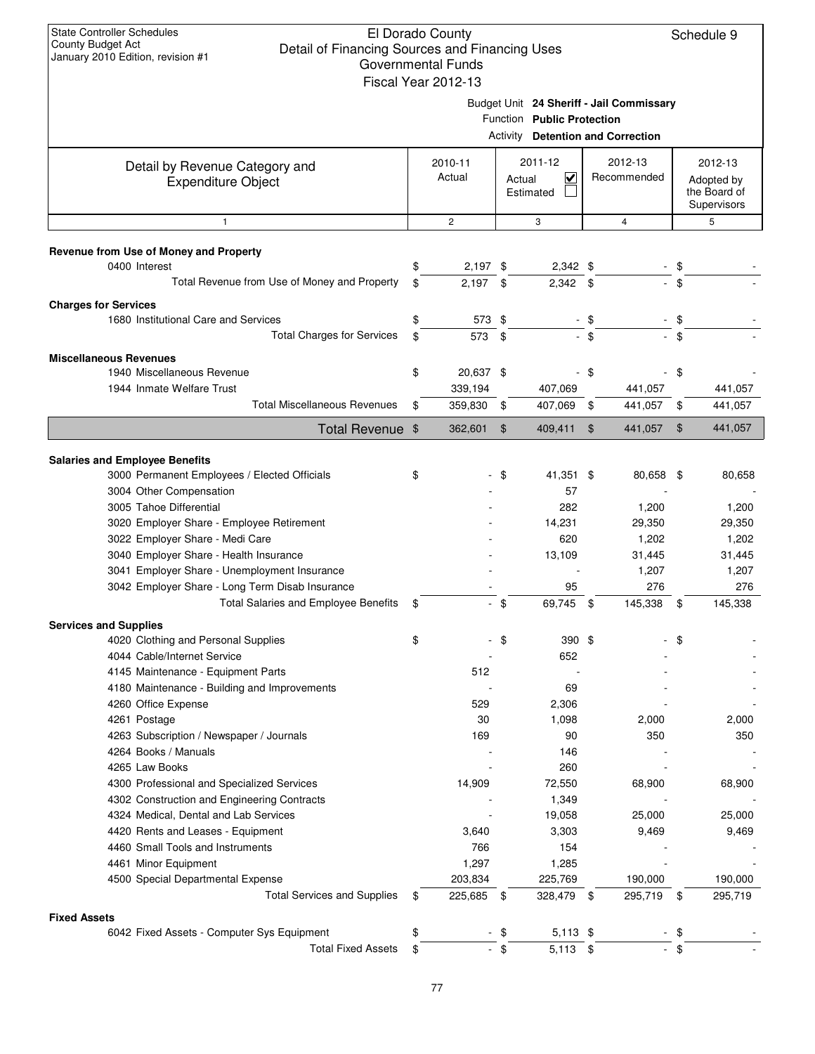State Controller Schedules
County Budget Act
January 2010 Edition, revision #1

# El Dorado County
## Detail of Financing Sources and Financing Uses
### Governmental Funds
### Fiscal Year 2012-13

Schedule 9

Budget Unit **24 Sheriff - Jail Commissary**
Function **Public Protection**
Activity **Detention and Correction**

| Detail by Revenue Category and Expenditure Object | 2010-11 Actual | 2011-12 Actual ☑ Estimated ☐ | 2012-13 Recommended | 2012-13 Adopted by the Board of Supervisors |
|---|---|---|---|---|
| 1 | 2 | 3 | 4 | 5 |
| **Revenue from Use of Money and Property** | | | | |
| 0400 Interest | $ 2,197 | $ 2,342 | $ - | $ - |
| Total Revenue from Use of Money and Property | $ 2,197 | $ 2,342 | $ - | $ - |
| **Charges for Services** | | | | |
| 1680 Institutional Care and Services | $ 573 | $ - | $ - | $ - |
| Total Charges for Services | $ 573 | $ - | $ - | $ - |
| **Miscellaneous Revenues** | | | | |
| 1940 Miscellaneous Revenue | $ 20,637 | $ - | $ - | $ - |
| 1944 Inmate Welfare Trust | 339,194 | 407,069 | 441,057 | 441,057 |
| Total Miscellaneous Revenues | $ 359,830 | $ 407,069 | $ 441,057 | $ 441,057 |
| **Total Revenue** | $ 362,601 | $ 409,411 | $ 441,057 | $ 441,057 |
| **Salaries and Employee Benefits** | | | | |
| 3000 Permanent Employees / Elected Officials | $ - | $ 41,351 | $ 80,658 | $ 80,658 |
| 3004 Other Compensation | - | 57 | - | - |
| 3005 Tahoe Differential | - | 282 | 1,200 | 1,200 |
| 3020 Employer Share - Employee Retirement | - | 14,231 | 29,350 | 29,350 |
| 3022 Employer Share - Medi Care | - | 620 | 1,202 | 1,202 |
| 3040 Employer Share - Health Insurance | - | 13,109 | 31,445 | 31,445 |
| 3041 Employer Share - Unemployment Insurance | - | - | 1,207 | 1,207 |
| 3042 Employer Share - Long Term Disab Insurance | - | 95 | 276 | 276 |
| Total Salaries and Employee Benefits | $ - | $ 69,745 | $ 145,338 | $ 145,338 |
| **Services and Supplies** | | | | |
| 4020 Clothing and Personal Supplies | $ - | $ 390 | $ - | $ - |
| 4044 Cable/Internet Service | - | 652 | - | - |
| 4145 Maintenance - Equipment Parts | 512 | - | - | - |
| 4180 Maintenance - Building and Improvements | - | 69 | - | - |
| 4260 Office Expense | 529 | 2,306 | - | - |
| 4261 Postage | 30 | 1,098 | 2,000 | 2,000 |
| 4263 Subscription / Newspaper / Journals | 169 | 90 | 350 | 350 |
| 4264 Books / Manuals | - | 146 | - | - |
| 4265 Law Books | - | 260 | - | - |
| 4300 Professional and Specialized Services | 14,909 | 72,550 | 68,900 | 68,900 |
| 4302 Construction and Engineering Contracts | - | 1,349 | - | - |
| 4324 Medical, Dental and Lab Services | - | 19,058 | 25,000 | 25,000 |
| 4420 Rents and Leases - Equipment | 3,640 | 3,303 | 9,469 | 9,469 |
| 4460 Small Tools and Instruments | 766 | 154 | - | - |
| 4461 Minor Equipment | 1,297 | 1,285 | - | - |
| 4500 Special Departmental Expense | 203,834 | 225,769 | 190,000 | 190,000 |
| Total Services and Supplies | $ 225,685 | $ 328,479 | $ 295,719 | $ 295,719 |
| **Fixed Assets** | | | | |
| 6042 Fixed Assets - Computer Sys Equipment | $ - | $ 5,113 | $ - | $ - |
| Total Fixed Assets | $ - | $ 5,113 | $ - | $ - |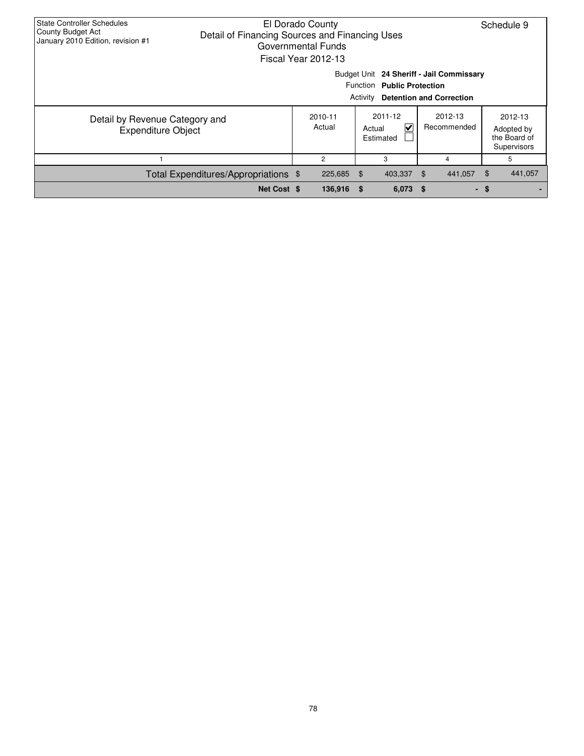State Controller Schedules
County Budget Act
January 2010 Edition, revision #1

# El Dorado County
## Detail of Financing Sources and Financing Uses
### Governmental Funds
### Fiscal Year 2012-13

Schedule 9

Budget Unit **24 Sheriff - Jail Commissary**
Function **Public Protection**
Activity **Detention and Correction**

| Detail by Revenue Category and Expenditure Object | 2010-11 Actual | 2011-12 Actual ☑ Estimated ☐ | 2012-13 Recommended | 2012-13 Adopted by the Board of Supervisors |
|---|---|---|---|---|
| 1 | 2 | 3 | 4 | 5 |
| Total Expenditures/Appropriations | $ 225,685 | $ 403,337 | $ 441,057 | $ 441,057 |
| **Net Cost** | **$ 136,916** | **$ 6,073** | **$ -** | **$ -** |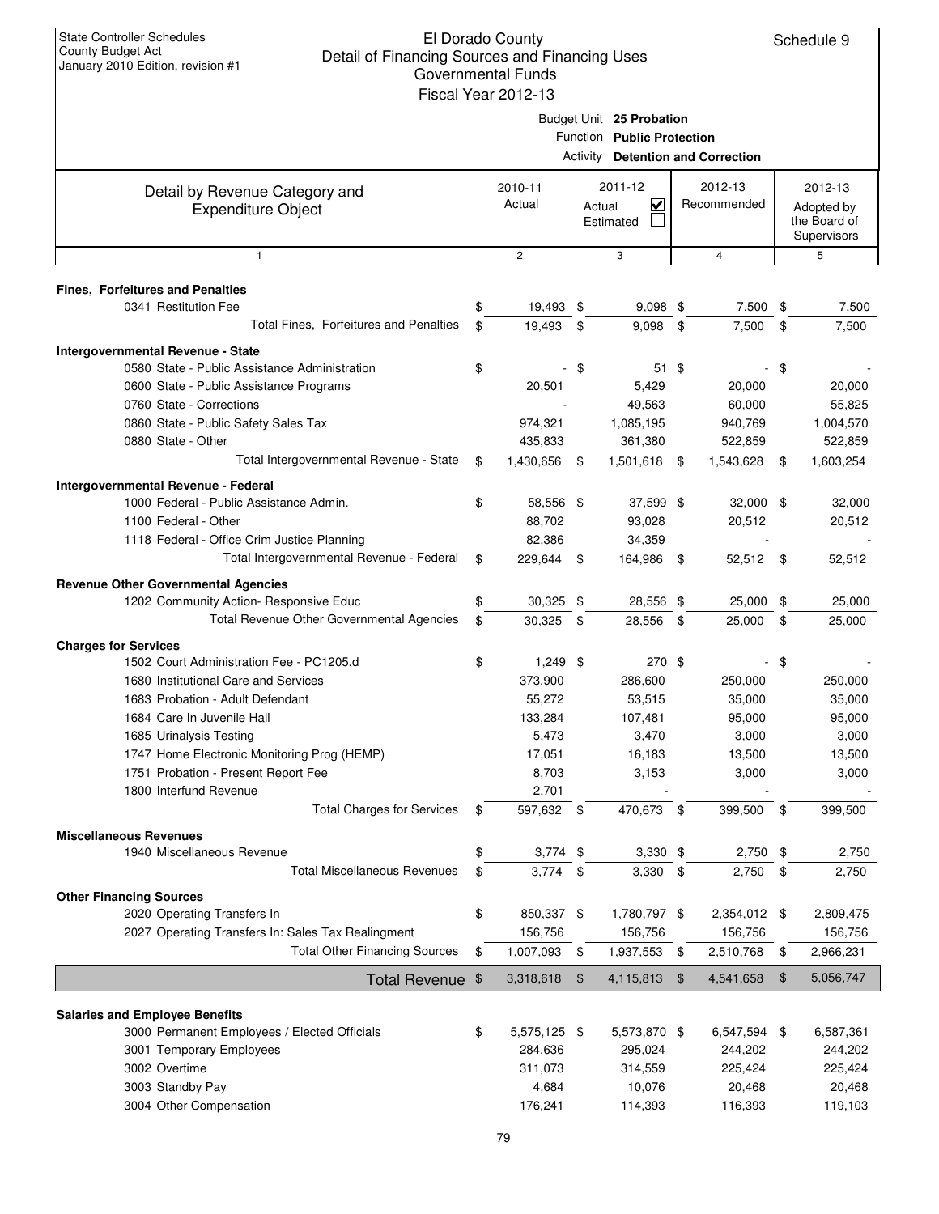State Controller Schedules
County Budget Act
January 2010 Edition, revision #1

# El Dorado County
## Detail of Financing Sources and Financing Uses
### Governmental Funds
### Fiscal Year 2012-13

Schedule 9

Budget Unit **25 Probation**
Function **Public Protection**
Activity **Detention and Correction**

| Detail by Revenue Category and Expenditure Object | 2010-11 Actual | 2011-12 Actual ☑ Estimated ☐ | 2012-13 Recommended | 2012-13 Adopted by the Board of Supervisors |
|---|---|---|---|---|
| 1 | 2 | 3 | 4 | 5 |
| **Fines, Forfeitures and Penalties** | | | | |
| 0341 Restitution Fee | $ 19,493 | $ 9,098 | $ 7,500 | $ 7,500 |
| Total Fines, Forfeitures and Penalties | $ 19,493 | $ 9,098 | $ 7,500 | $ 7,500 |
| **Intergovernmental Revenue - State** | | | | |
| 0580 State - Public Assistance Administration | $ - | $ 51 | $ - | $ - |
| 0600 State - Public Assistance Programs | 20,501 | 5,429 | 20,000 | 20,000 |
| 0760 State - Corrections | - | 49,563 | 60,000 | 55,825 |
| 0860 State - Public Safety Sales Tax | 974,321 | 1,085,195 | 940,769 | 1,004,570 |
| 0880 State - Other | 435,833 | 361,380 | 522,859 | 522,859 |
| Total Intergovernmental Revenue - State | $ 1,430,656 | $ 1,501,618 | $ 1,543,628 | $ 1,603,254 |
| **Intergovernmental Revenue - Federal** | | | | |
| 1000 Federal - Public Assistance Admin. | $ 58,556 | $ 37,599 | $ 32,000 | $ 32,000 |
| 1100 Federal - Other | 88,702 | 93,028 | 20,512 | 20,512 |
| 1118 Federal - Office Crim Justice Planning | 82,386 | 34,359 | - | - |
| Total Intergovernmental Revenue - Federal | $ 229,644 | $ 164,986 | $ 52,512 | $ 52,512 |
| **Revenue Other Governmental Agencies** | | | | |
| 1202 Community Action- Responsive Educ | $ 30,325 | $ 28,556 | $ 25,000 | $ 25,000 |
| Total Revenue Other Governmental Agencies | $ 30,325 | $ 28,556 | $ 25,000 | $ 25,000 |
| **Charges for Services** | | | | |
| 1502 Court Administration Fee - PC1205.d | $ 1,249 | $ 270 | $ - | $ - |
| 1680 Institutional Care and Services | 373,900 | 286,600 | 250,000 | 250,000 |
| 1683 Probation - Adult Defendant | 55,272 | 53,515 | 35,000 | 35,000 |
| 1684 Care In Juvenile Hall | 133,284 | 107,481 | 95,000 | 95,000 |
| 1685 Urinalysis Testing | 5,473 | 3,470 | 3,000 | 3,000 |
| 1747 Home Electronic Monitoring Prog (HEMP) | 17,051 | 16,183 | 13,500 | 13,500 |
| 1751 Probation - Present Report Fee | 8,703 | 3,153 | 3,000 | 3,000 |
| 1800 Interfund Revenue | 2,701 | - | - | - |
| Total Charges for Services | $ 597,632 | $ 470,673 | $ 399,500 | $ 399,500 |
| **Miscellaneous Revenues** | | | | |
| 1940 Miscellaneous Revenue | $ 3,774 | $ 3,330 | $ 2,750 | $ 2,750 |
| Total Miscellaneous Revenues | $ 3,774 | $ 3,330 | $ 2,750 | $ 2,750 |
| **Other Financing Sources** | | | | |
| 2020 Operating Transfers In | $ 850,337 | $ 1,780,797 | $ 2,354,012 | $ 2,809,475 |
| 2027 Operating Transfers In: Sales Tax Realingment | 156,756 | 156,756 | 156,756 | 156,756 |
| Total Other Financing Sources | $ 1,007,093 | $ 1,937,553 | $ 2,510,768 | $ 2,966,231 |
| **Total Revenue** | $ 3,318,618 | $ 4,115,813 | $ 4,541,658 | $ 5,056,747 |
| **Salaries and Employee Benefits** | | | | |
| 3000 Permanent Employees / Elected Officials | $ 5,575,125 | $ 5,573,870 | $ 6,547,594 | $ 6,587,361 |
| 3001 Temporary Employees | 284,636 | 295,024 | 244,202 | 244,202 |
| 3002 Overtime | 311,073 | 314,559 | 225,424 | 225,424 |
| 3003 Standby Pay | 4,684 | 10,076 | 20,468 | 20,468 |
| 3004 Other Compensation | 176,241 | 114,393 | 116,393 | 119,103 |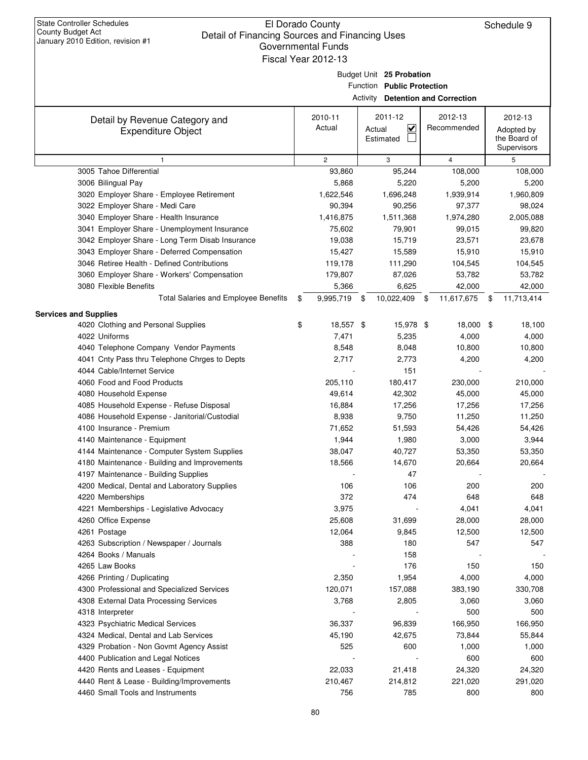State Controller Schedules
County Budget Act
January 2010 Edition, revision #1

# El Dorado County
## Detail of Financing Sources and Financing Uses
### Governmental Funds
### Fiscal Year 2012-13

Schedule 9

Budget Unit **25 Probation**
Function **Public Protection**
Activity **Detention and Correction**

| Detail by Revenue Category and Expenditure Object | 2010-11 Actual | 2011-12 Actual ☑ Estimated ☐ | 2012-13 Recommended | 2012-13 Adopted by the Board of Supervisors |
|---|---|---|---|---|
| 1 | 2 | 3 | 4 | 5 |
| 3005 Tahoe Differential | 93,860 | 95,244 | 108,000 | 108,000 |
| 3006 Bilingual Pay | 5,868 | 5,220 | 5,200 | 5,200 |
| 3020 Employer Share - Employee Retirement | 1,622,546 | 1,696,248 | 1,939,914 | 1,960,809 |
| 3022 Employer Share - Medi Care | 90,394 | 90,256 | 97,377 | 98,024 |
| 3040 Employer Share - Health Insurance | 1,416,875 | 1,511,368 | 1,974,280 | 2,005,088 |
| 3041 Employer Share - Unemployment Insurance | 75,602 | 79,901 | 99,015 | 99,820 |
| 3042 Employer Share - Long Term Disab Insurance | 19,038 | 15,719 | 23,571 | 23,678 |
| 3043 Employer Share - Deferred Compensation | 15,427 | 15,589 | 15,910 | 15,910 |
| 3046 Retiree Health - Defined Contributions | 119,178 | 111,290 | 104,545 | 104,545 |
| 3060 Employer Share - Workers' Compensation | 179,807 | 87,026 | 53,782 | 53,782 |
| 3080 Flexible Benefits | 5,366 | 6,625 | 42,000 | 42,000 |
| Total Salaries and Employee Benefits | $ 9,995,719 | $ 10,022,409 | $ 11,617,675 | $ 11,713,414 |
| **Services and Supplies** | | | | |
| 4020 Clothing and Personal Supplies | $ 18,557 | $ 15,978 | $ 18,000 | $ 18,100 |
| 4022 Uniforms | 7,471 | 5,235 | 4,000 | 4,000 |
| 4040 Telephone Company Vendor Payments | 8,548 | 8,048 | 10,800 | 10,800 |
| 4041 Cnty Pass thru Telephone Chrges to Depts | 2,717 | 2,773 | 4,200 | 4,200 |
| 4044 Cable/Internet Service | - | 151 | - | - |
| 4060 Food and Food Products | 205,110 | 180,417 | 230,000 | 210,000 |
| 4080 Household Expense | 49,614 | 42,302 | 45,000 | 45,000 |
| 4085 Household Expense - Refuse Disposal | 16,884 | 17,256 | 17,256 | 17,256 |
| 4086 Household Expense - Janitorial/Custodial | 8,938 | 9,750 | 11,250 | 11,250 |
| 4100 Insurance - Premium | 71,652 | 51,593 | 54,426 | 54,426 |
| 4140 Maintenance - Equipment | 1,944 | 1,980 | 3,000 | 3,944 |
| 4144 Maintenance - Computer System Supplies | 38,047 | 40,727 | 53,350 | 53,350 |
| 4180 Maintenance - Building and Improvements | 18,566 | 14,670 | 20,664 | 20,664 |
| 4197 Maintenance - Building Supplies | - | 47 | - | - |
| 4200 Medical, Dental and Laboratory Supplies | 106 | 106 | 200 | 200 |
| 4220 Memberships | 372 | 474 | 648 | 648 |
| 4221 Memberships - Legislative Advocacy | 3,975 | - | 4,041 | 4,041 |
| 4260 Office Expense | 25,608 | 31,699 | 28,000 | 28,000 |
| 4261 Postage | 12,064 | 9,845 | 12,500 | 12,500 |
| 4263 Subscription / Newspaper / Journals | 388 | 180 | 547 | 547 |
| 4264 Books / Manuals | - | 158 | - | - |
| 4265 Law Books | - | 176 | 150 | 150 |
| 4266 Printing / Duplicating | 2,350 | 1,954 | 4,000 | 4,000 |
| 4300 Professional and Specialized Services | 120,071 | 157,088 | 383,190 | 330,708 |
| 4308 External Data Processing Services | 3,768 | 2,805 | 3,060 | 3,060 |
| 4318 Interpreter | - | - | 500 | 500 |
| 4323 Psychiatric Medical Services | 36,337 | 96,839 | 166,950 | 166,950 |
| 4324 Medical, Dental and Lab Services | 45,190 | 42,675 | 73,844 | 55,844 |
| 4329 Probation - Non Govmt Agency Assist | 525 | 600 | 1,000 | 1,000 |
| 4400 Publication and Legal Notices | - | - | 600 | 600 |
| 4420 Rents and Leases - Equipment | 22,033 | 21,418 | 24,320 | 24,320 |
| 4440 Rent & Lease - Building/Improvements | 210,467 | 214,812 | 221,020 | 291,020 |
| 4460 Small Tools and Instruments | 756 | 785 | 800 | 800 |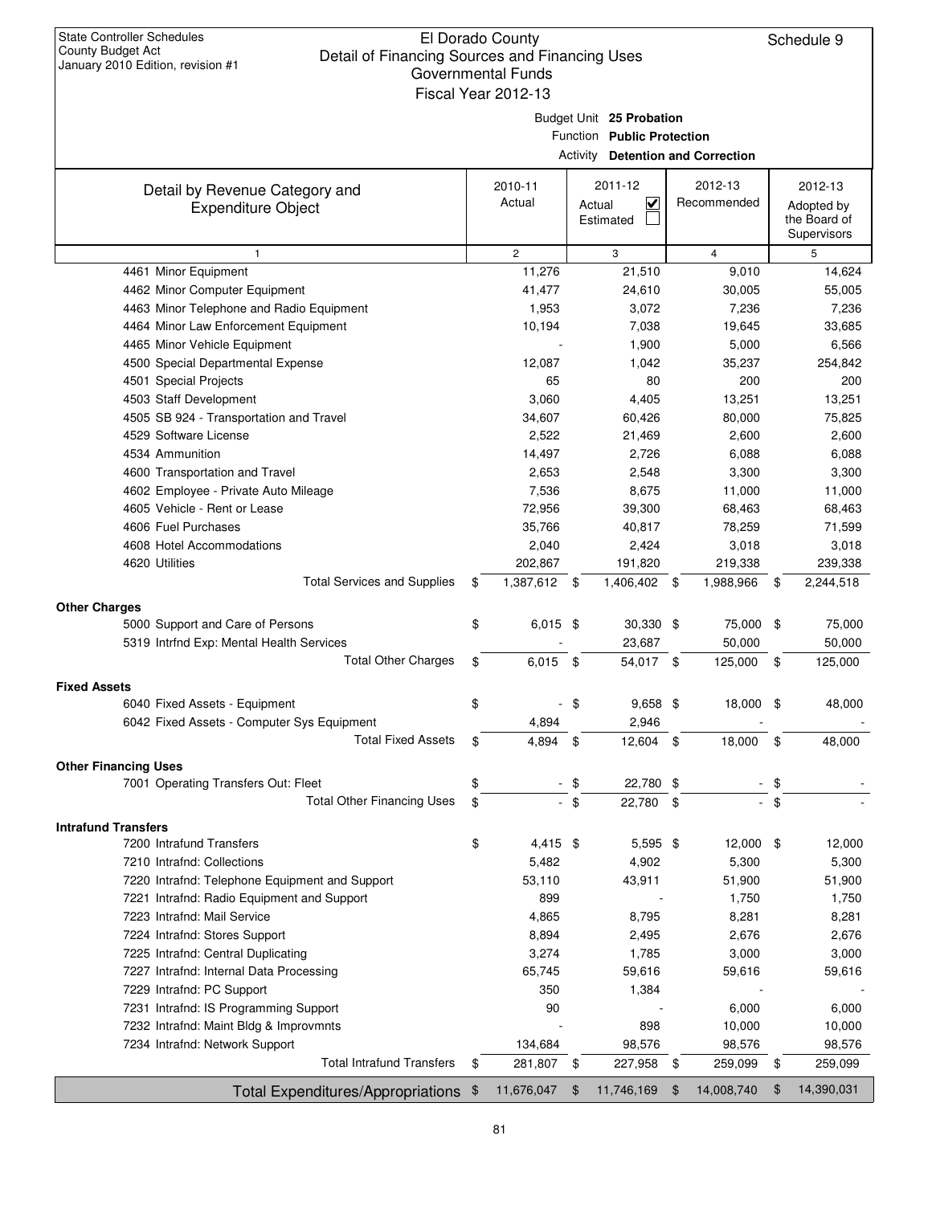State Controller Schedules
County Budget Act
January 2010 Edition, revision #1

# El Dorado County
## Detail of Financing Sources and Financing Uses
### Governmental Funds
### Fiscal Year 2012-13

Schedule 9

Budget Unit **25 Probation**
Function **Public Protection**
Activity **Detention and Correction**

| Detail by Revenue Category and Expenditure Object | 2010-11 Actual | 2011-12 Actual ☑ Estimated ☐ | 2012-13 Recommended | 2012-13 Adopted by the Board of Supervisors |
|---|---|---|---|---|
| 1 | 2 | 3 | 4 | 5 |
| 4461 Minor Equipment | 11,276 | 21,510 | 9,010 | 14,624 |
| 4462 Minor Computer Equipment | 41,477 | 24,610 | 30,005 | 55,005 |
| 4463 Minor Telephone and Radio Equipment | 1,953 | 3,072 | 7,236 | 7,236 |
| 4464 Minor Law Enforcement Equipment | 10,194 | 7,038 | 19,645 | 33,685 |
| 4465 Minor Vehicle Equipment | - | 1,900 | 5,000 | 6,566 |
| 4500 Special Departmental Expense | 12,087 | 1,042 | 35,237 | 254,842 |
| 4501 Special Projects | 65 | 80 | 200 | 200 |
| 4503 Staff Development | 3,060 | 4,405 | 13,251 | 13,251 |
| 4505 SB 924 - Transportation and Travel | 34,607 | 60,426 | 80,000 | 75,825 |
| 4529 Software License | 2,522 | 21,469 | 2,600 | 2,600 |
| 4534 Ammunition | 14,497 | 2,726 | 6,088 | 6,088 |
| 4600 Transportation and Travel | 2,653 | 2,548 | 3,300 | 3,300 |
| 4602 Employee - Private Auto Mileage | 7,536 | 8,675 | 11,000 | 11,000 |
| 4605 Vehicle - Rent or Lease | 72,956 | 39,300 | 68,463 | 68,463 |
| 4606 Fuel Purchases | 35,766 | 40,817 | 78,259 | 71,599 |
| 4608 Hotel Accommodations | 2,040 | 2,424 | 3,018 | 3,018 |
| 4620 Utilities | 202,867 | 191,820 | 219,338 | 239,338 |
| Total Services and Supplies | $ 1,387,612 | $ 1,406,402 | $ 1,988,966 | $ 2,244,518 |
| **Other Charges** | | | | |
| 5000 Support and Care of Persons | $ 6,015 | $ 30,330 | $ 75,000 | $ 75,000 |
| 5319 Intrfnd Exp: Mental Health Services | - | 23,687 | 50,000 | 50,000 |
| Total Other Charges | $ 6,015 | $ 54,017 | $ 125,000 | $ 125,000 |
| **Fixed Assets** | | | | |
| 6040 Fixed Assets - Equipment | $ - | $ 9,658 | $ 18,000 | $ 48,000 |
| 6042 Fixed Assets - Computer Sys Equipment | 4,894 | 2,946 | - | - |
| Total Fixed Assets | $ 4,894 | $ 12,604 | $ 18,000 | $ 48,000 |
| **Other Financing Uses** | | | | |
| 7001 Operating Transfers Out: Fleet | $ - | $ 22,780 | $ - | $ - |
| Total Other Financing Uses | $ - | $ 22,780 | $ - | $ - |
| **Intrafund Transfers** | | | | |
| 7200 Intrafund Transfers | $ 4,415 | $ 5,595 | $ 12,000 | $ 12,000 |
| 7210 Intrafnd: Collections | 5,482 | 4,902 | 5,300 | 5,300 |
| 7220 Intrafnd: Telephone Equipment and Support | 53,110 | 43,911 | 51,900 | 51,900 |
| 7221 Intrafnd: Radio Equipment and Support | 899 | - | 1,750 | 1,750 |
| 7223 Intrafnd: Mail Service | 4,865 | 8,795 | 8,281 | 8,281 |
| 7224 Intrafnd: Stores Support | 8,894 | 2,495 | 2,676 | 2,676 |
| 7225 Intrafnd: Central Duplicating | 3,274 | 1,785 | 3,000 | 3,000 |
| 7227 Intrafnd: Internal Data Processing | 65,745 | 59,616 | 59,616 | 59,616 |
| 7229 Intrafnd: PC Support | 350 | 1,384 | - | - |
| 7231 Intrafnd: IS Programming Support | 90 | - | 6,000 | 6,000 |
| 7232 Intrafnd: Maint Bldg & Improvmnts | - | 898 | 10,000 | 10,000 |
| 7234 Intrafnd: Network Support | 134,684 | 98,576 | 98,576 | 98,576 |
| Total Intrafund Transfers | $ 281,807 | $ 227,958 | $ 259,099 | $ 259,099 |
| **Total Expenditures/Appropriations** | $ 11,676,047 | $ 11,746,169 | $ 14,008,740 | $ 14,390,031 |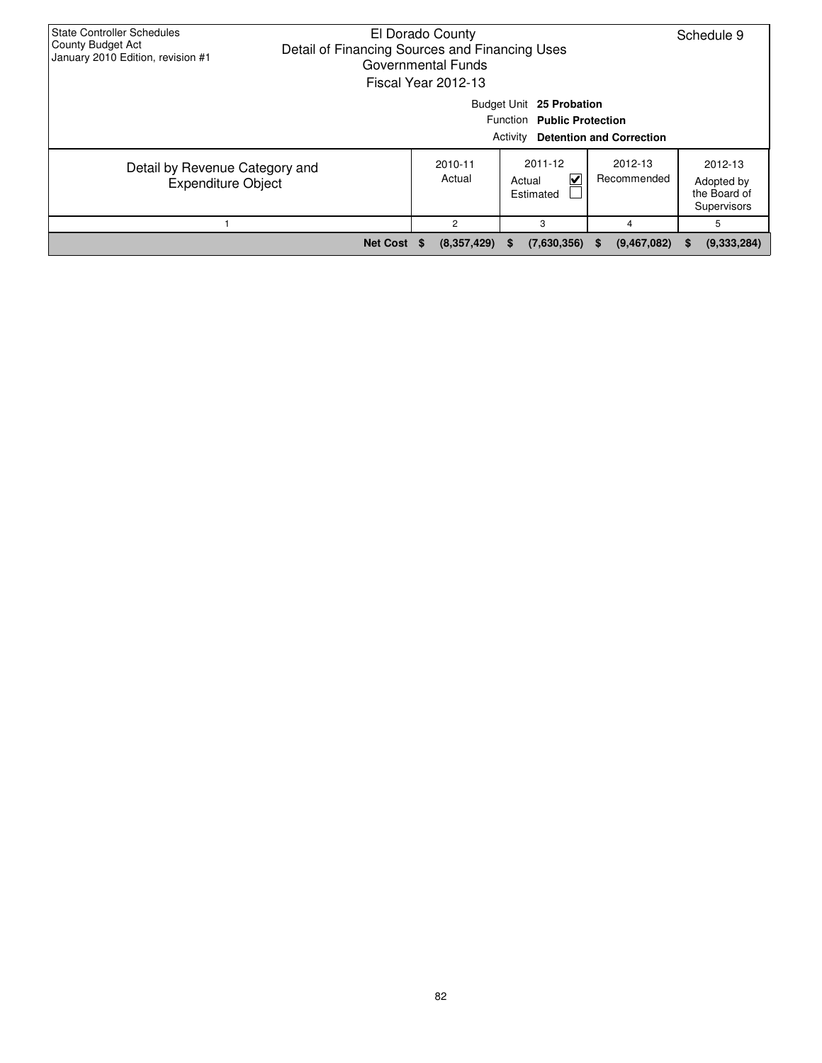State Controller Schedules
County Budget Act
January 2010 Edition, revision #1

El Dorado County
Detail of Financing Sources and Financing Uses
Governmental Funds
Fiscal Year 2012-13

Schedule 9

Budget Unit **25 Probation**
Function **Public Protection**
Activity **Detention and Correction**

| Detail by Revenue Category and Expenditure Object | 2010-11 Actual | 2011-12 Actual ☑ Estimated ☐ | 2012-13 Recommended | 2012-13 Adopted by the Board of Supervisors |
|---|---|---|---|---|
| 1 | 2 | 3 | 4 | 5 |
| **Net Cost** | **$ (8,357,429)** | **$ (7,630,356)** | **$ (9,467,082)** | **$ (9,333,284)** |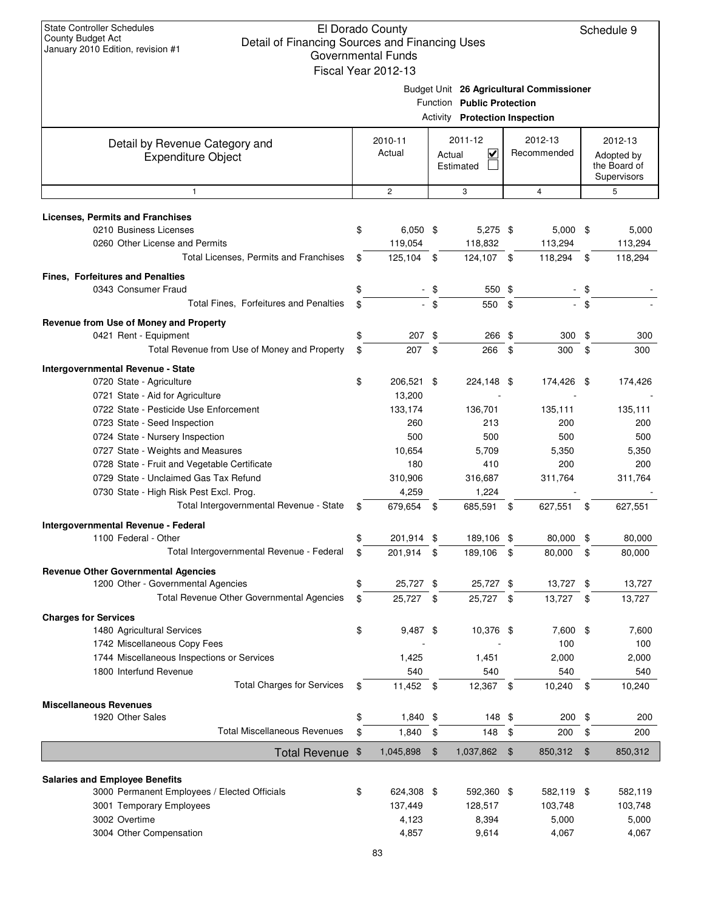State Controller Schedules
County Budget Act
January 2010 Edition, revision #1

# El Dorado County
## Detail of Financing Sources and Financing Uses
### Governmental Funds
### Fiscal Year 2012-13

Schedule 9

Budget Unit **26 Agricultural Commissioner**
Function **Public Protection**
Activity **Protection Inspection**

| Detail by Revenue Category and Expenditure Object | 2010-11 Actual | 2011-12 Actual ☑ Estimated ☐ | 2012-13 Recommended | 2012-13 Adopted by the Board of Supervisors |
|---|---|---|---|---|
| 1 | 2 | 3 | 4 | 5 |
| **Licenses, Permits and Franchises** | | | | |
| 0210 Business Licenses | $ 6,050 | $ 5,275 | $ 5,000 | $ 5,000 |
| 0260 Other License and Permits | 119,054 | 118,832 | 113,294 | 113,294 |
| Total Licenses, Permits and Franchises | $ 125,104 | $ 124,107 | $ 118,294 | $ 118,294 |
| **Fines, Forfeitures and Penalties** | | | | |
| 0343 Consumer Fraud | $ - | $ 550 | $ - | $ - |
| Total Fines, Forfeitures and Penalties | $ - | $ 550 | $ - | $ - |
| **Revenue from Use of Money and Property** | | | | |
| 0421 Rent - Equipment | $ 207 | $ 266 | $ 300 | $ 300 |
| Total Revenue from Use of Money and Property | $ 207 | $ 266 | $ 300 | $ 300 |
| **Intergovernmental Revenue - State** | | | | |
| 0720 State - Agriculture | $ 206,521 | $ 224,148 | $ 174,426 | $ 174,426 |
| 0721 State - Aid for Agriculture | 13,200 | - | - | - |
| 0722 State - Pesticide Use Enforcement | 133,174 | 136,701 | 135,111 | 135,111 |
| 0723 State - Seed Inspection | 260 | 213 | 200 | 200 |
| 0724 State - Nursery Inspection | 500 | 500 | 500 | 500 |
| 0727 State - Weights and Measures | 10,654 | 5,709 | 5,350 | 5,350 |
| 0728 State - Fruit and Vegetable Certificate | 180 | 410 | 200 | 200 |
| 0729 State - Unclaimed Gas Tax Refund | 310,906 | 316,687 | 311,764 | 311,764 |
| 0730 State - High Risk Pest Excl. Prog. | 4,259 | 1,224 | - | - |
| Total Intergovernmental Revenue - State | $ 679,654 | $ 685,591 | $ 627,551 | $ 627,551 |
| **Intergovernmental Revenue - Federal** | | | | |
| 1100 Federal - Other | $ 201,914 | $ 189,106 | $ 80,000 | $ 80,000 |
| Total Intergovernmental Revenue - Federal | $ 201,914 | $ 189,106 | $ 80,000 | $ 80,000 |
| **Revenue Other Governmental Agencies** | | | | |
| 1200 Other - Governmental Agencies | $ 25,727 | $ 25,727 | $ 13,727 | $ 13,727 |
| Total Revenue Other Governmental Agencies | $ 25,727 | $ 25,727 | $ 13,727 | $ 13,727 |
| **Charges for Services** | | | | |
| 1480 Agricultural Services | $ 9,487 | $ 10,376 | $ 7,600 | $ 7,600 |
| 1742 Miscellaneous Copy Fees | - | - | 100 | 100 |
| 1744 Miscellaneous Inspections or Services | 1,425 | 1,451 | 2,000 | 2,000 |
| 1800 Interfund Revenue | 540 | 540 | 540 | 540 |
| Total Charges for Services | $ 11,452 | $ 12,367 | $ 10,240 | $ 10,240 |
| **Miscellaneous Revenues** | | | | |
| 1920 Other Sales | $ 1,840 | $ 148 | $ 200 | $ 200 |
| Total Miscellaneous Revenues | $ 1,840 | $ 148 | $ 200 | $ 200 |
| **Total Revenue** | $ 1,045,898 | $ 1,037,862 | $ 850,312 | $ 850,312 |
| **Salaries and Employee Benefits** | | | | |
| 3000 Permanent Employees / Elected Officials | $ 624,308 | $ 592,360 | $ 582,119 | $ 582,119 |
| 3001 Temporary Employees | 137,449 | 128,517 | 103,748 | 103,748 |
| 3002 Overtime | 4,123 | 8,394 | 5,000 | 5,000 |
| 3004 Other Compensation | 4,857 | 9,614 | 4,067 | 4,067 |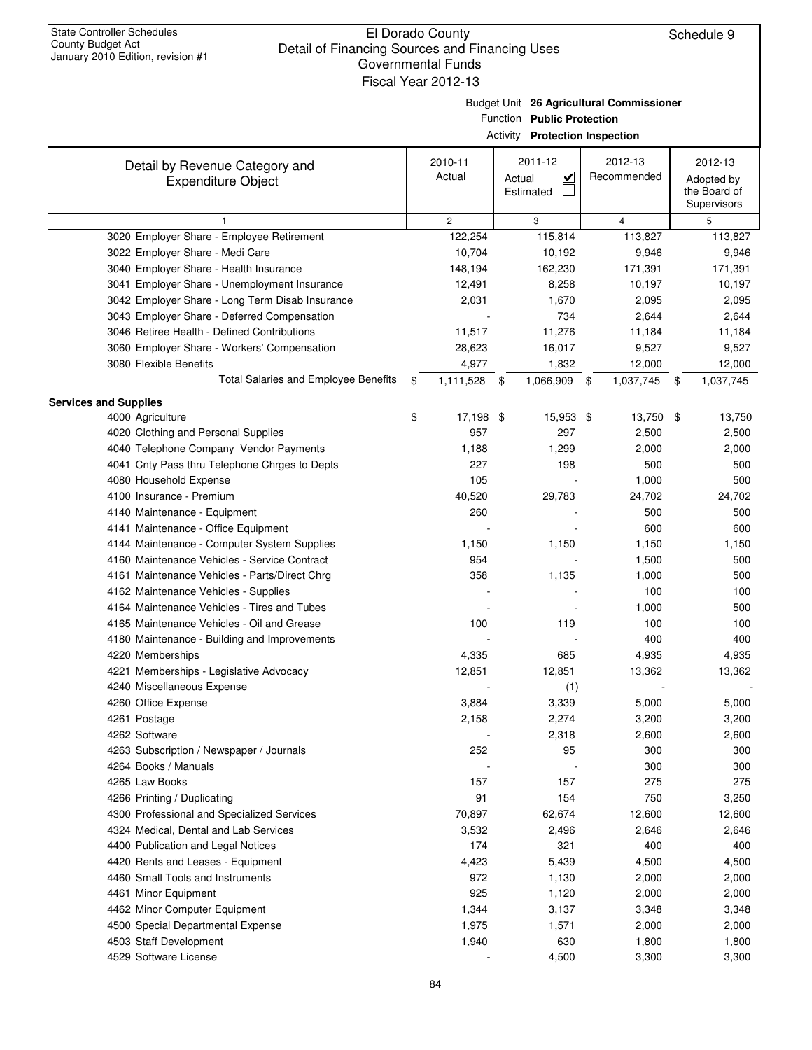State Controller Schedules
County Budget Act
January 2010 Edition, revision #1

# El Dorado County
## Detail of Financing Sources and Financing Uses
### Governmental Funds
### Fiscal Year 2012-13

Schedule 9

Budget Unit **26 Agricultural Commissioner**
Function **Public Protection**
Activity **Protection Inspection**

| Detail by Revenue Category and Expenditure Object | 2010-11 Actual | 2011-12 Actual ☑ Estimated ☐ | 2012-13 Recommended | 2012-13 Adopted by the Board of Supervisors |
|---|---|---|---|---|
| 1 | 2 | 3 | 4 | 5 |
| 3020 Employer Share - Employee Retirement | 122,254 | 115,814 | 113,827 | 113,827 |
| 3022 Employer Share - Medi Care | 10,704 | 10,192 | 9,946 | 9,946 |
| 3040 Employer Share - Health Insurance | 148,194 | 162,230 | 171,391 | 171,391 |
| 3041 Employer Share - Unemployment Insurance | 12,491 | 8,258 | 10,197 | 10,197 |
| 3042 Employer Share - Long Term Disab Insurance | 2,031 | 1,670 | 2,095 | 2,095 |
| 3043 Employer Share - Deferred Compensation | - | 734 | 2,644 | 2,644 |
| 3046 Retiree Health - Defined Contributions | 11,517 | 11,276 | 11,184 | 11,184 |
| 3060 Employer Share - Workers' Compensation | 28,623 | 16,017 | 9,527 | 9,527 |
| 3080 Flexible Benefits | 4,977 | 1,832 | 12,000 | 12,000 |
| Total Salaries and Employee Benefits | $ 1,111,528 | $ 1,066,909 | $ 1,037,745 | $ 1,037,745 |
| **Services and Supplies** | | | | |
| 4000 Agriculture | $ 17,198 | $ 15,953 | $ 13,750 | $ 13,750 |
| 4020 Clothing and Personal Supplies | 957 | 297 | 2,500 | 2,500 |
| 4040 Telephone Company Vendor Payments | 1,188 | 1,299 | 2,000 | 2,000 |
| 4041 Cnty Pass thru Telephone Chrges to Depts | 227 | 198 | 500 | 500 |
| 4080 Household Expense | 105 | - | 1,000 | 500 |
| 4100 Insurance - Premium | 40,520 | 29,783 | 24,702 | 24,702 |
| 4140 Maintenance - Equipment | 260 | - | 500 | 500 |
| 4141 Maintenance - Office Equipment | - | - | 600 | 600 |
| 4144 Maintenance - Computer System Supplies | 1,150 | 1,150 | 1,150 | 1,150 |
| 4160 Maintenance Vehicles - Service Contract | 954 | - | 1,500 | 500 |
| 4161 Maintenance Vehicles - Parts/Direct Chrg | 358 | 1,135 | 1,000 | 500 |
| 4162 Maintenance Vehicles - Supplies | - | - | 100 | 100 |
| 4164 Maintenance Vehicles - Tires and Tubes | - | - | 1,000 | 500 |
| 4165 Maintenance Vehicles - Oil and Grease | 100 | 119 | 100 | 100 |
| 4180 Maintenance - Building and Improvements | - | - | 400 | 400 |
| 4220 Memberships | 4,335 | 685 | 4,935 | 4,935 |
| 4221 Memberships - Legislative Advocacy | 12,851 | 12,851 | 13,362 | 13,362 |
| 4240 Miscellaneous Expense | - | (1) | - | - |
| 4260 Office Expense | 3,884 | 3,339 | 5,000 | 5,000 |
| 4261 Postage | 2,158 | 2,274 | 3,200 | 3,200 |
| 4262 Software | - | 2,318 | 2,600 | 2,600 |
| 4263 Subscription / Newspaper / Journals | 252 | 95 | 300 | 300 |
| 4264 Books / Manuals | - | - | 300 | 300 |
| 4265 Law Books | 157 | 157 | 275 | 275 |
| 4266 Printing / Duplicating | 91 | 154 | 750 | 3,250 |
| 4300 Professional and Specialized Services | 70,897 | 62,674 | 12,600 | 12,600 |
| 4324 Medical, Dental and Lab Services | 3,532 | 2,496 | 2,646 | 2,646 |
| 4400 Publication and Legal Notices | 174 | 321 | 400 | 400 |
| 4420 Rents and Leases - Equipment | 4,423 | 5,439 | 4,500 | 4,500 |
| 4460 Small Tools and Instruments | 972 | 1,130 | 2,000 | 2,000 |
| 4461 Minor Equipment | 925 | 1,120 | 2,000 | 2,000 |
| 4462 Minor Computer Equipment | 1,344 | 3,137 | 3,348 | 3,348 |
| 4500 Special Departmental Expense | 1,975 | 1,571 | 2,000 | 2,000 |
| 4503 Staff Development | 1,940 | 630 | 1,800 | 1,800 |
| 4529 Software License | - | 4,500 | 3,300 | 3,300 |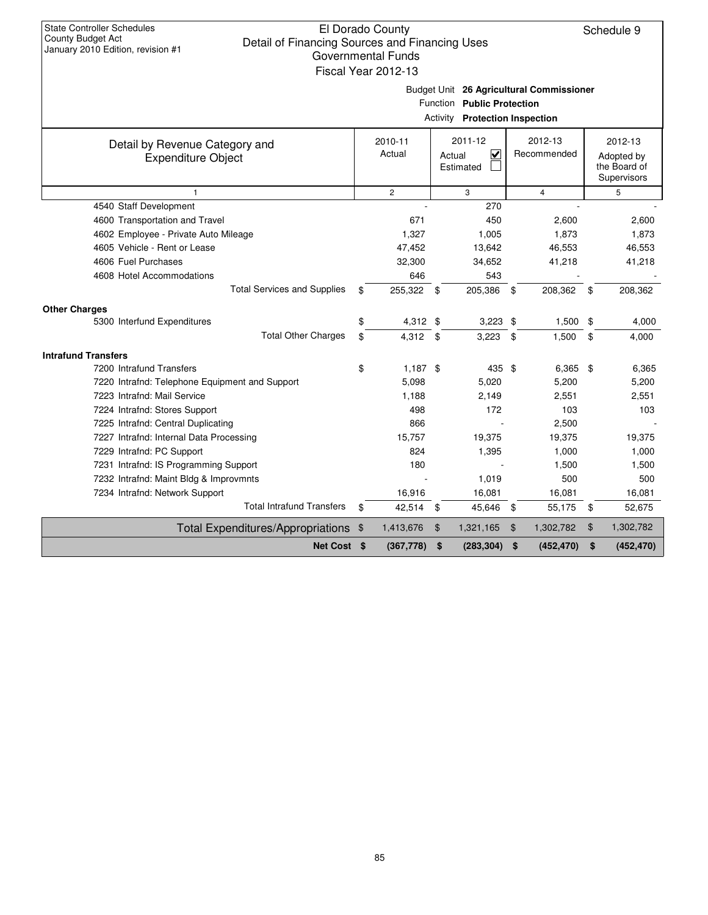State Controller Schedules
County Budget Act
January 2010 Edition, revision #1

# El Dorado County
## Detail of Financing Sources and Financing Uses
## Governmental Funds
## Fiscal Year 2012-13

Schedule 9

Budget Unit **26 Agricultural Commissioner**
Function **Public Protection**
Activity **Protection Inspection**

| Detail by Revenue Category and Expenditure Object | 2010-11 Actual | 2011-12 Actual ☑ Estimated ☐ | 2012-13 Recommended | 2012-13 Adopted by the Board of Supervisors |
|---|---|---|---|---|
| 1 | 2 | 3 | 4 | 5 |
| 4540 Staff Development | - | 270 | - | - |
| 4600 Transportation and Travel | 671 | 450 | 2,600 | 2,600 |
| 4602 Employee - Private Auto Mileage | 1,327 | 1,005 | 1,873 | 1,873 |
| 4605 Vehicle - Rent or Lease | 47,452 | 13,642 | 46,553 | 46,553 |
| 4606 Fuel Purchases | 32,300 | 34,652 | 41,218 | 41,218 |
| 4608 Hotel Accommodations | 646 | 543 | - | - |
| Total Services and Supplies | $ 255,322 | $ 205,386 | $ 208,362 | $ 208,362 |
| **Other Charges** | | | | |
| 5300 Interfund Expenditures | $ 4,312 | $ 3,223 | $ 1,500 | $ 4,000 |
| Total Other Charges | $ 4,312 | $ 3,223 | $ 1,500 | $ 4,000 |
| **Intrafund Transfers** | | | | |
| 7200 Intrafund Transfers | $ 1,187 | $ 435 | $ 6,365 | $ 6,365 |
| 7220 Intrafnd: Telephone Equipment and Support | 5,098 | 5,020 | 5,200 | 5,200 |
| 7223 Intrafnd: Mail Service | 1,188 | 2,149 | 2,551 | 2,551 |
| 7224 Intrafnd: Stores Support | 498 | 172 | 103 | 103 |
| 7225 Intrafnd: Central Duplicating | 866 | - | 2,500 | - |
| 7227 Intrafnd: Internal Data Processing | 15,757 | 19,375 | 19,375 | 19,375 |
| 7229 Intrafnd: PC Support | 824 | 1,395 | 1,000 | 1,000 |
| 7231 Intrafnd: IS Programming Support | 180 | - | 1,500 | 1,500 |
| 7232 Intrafnd: Maint Bldg & Improvmnts | - | 1,019 | 500 | 500 |
| 7234 Intrafnd: Network Support | 16,916 | 16,081 | 16,081 | 16,081 |
| Total Intrafund Transfers | $ 42,514 | $ 45,646 | $ 55,175 | $ 52,675 |
| Total Expenditures/Appropriations | $ 1,413,676 | $ 1,321,165 | $ 1,302,782 | $ 1,302,782 |
| **Net Cost** | **$ (367,778)** | **$ (283,304)** | **$ (452,470)** | **$ (452,470)** |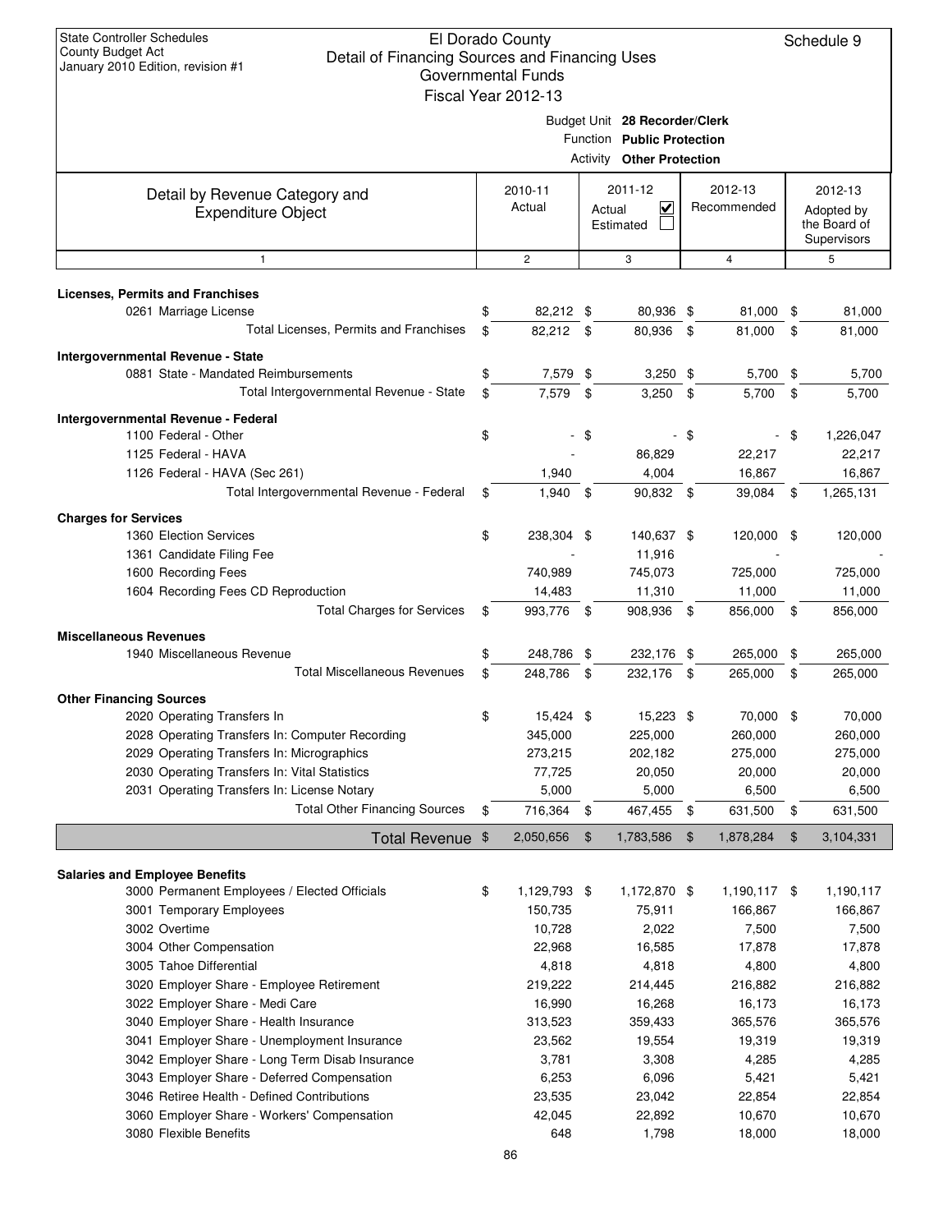State Controller Schedules
County Budget Act
January 2010 Edition, revision #1

# El Dorado County
## Detail of Financing Sources and Financing Uses
### Governmental Funds
### Fiscal Year 2012-13

Schedule 9

Budget Unit **28 Recorder/Clerk**
Function **Public Protection**
Activity **Other Protection**

| Detail by Revenue Category and Expenditure Object | 2010-11 Actual | 2011-12 Actual ☑ Estimated ☐ | 2012-13 Recommended | 2012-13 Adopted by the Board of Supervisors |
|---|---|---|---|---|
| 1 | 2 | 3 | 4 | 5 |
| **Licenses, Permits and Franchises** | | | | |
| 0261 Marriage License | $ 82,212 | $ 80,936 | $ 81,000 | $ 81,000 |
| Total Licenses, Permits and Franchises | $ 82,212 | $ 80,936 | $ 81,000 | $ 81,000 |
| **Intergovernmental Revenue - State** | | | | |
| 0881 State - Mandated Reimbursements | $ 7,579 | $ 3,250 | $ 5,700 | $ 5,700 |
| Total Intergovernmental Revenue - State | $ 7,579 | $ 3,250 | $ 5,700 | $ 5,700 |
| **Intergovernmental Revenue - Federal** | | | | |
| 1100 Federal - Other | $ - | $ - | $ - | $ 1,226,047 |
| 1125 Federal - HAVA | - | 86,829 | 22,217 | 22,217 |
| 1126 Federal - HAVA (Sec 261) | 1,940 | 4,004 | 16,867 | 16,867 |
| Total Intergovernmental Revenue - Federal | $ 1,940 | $ 90,832 | $ 39,084 | $ 1,265,131 |
| **Charges for Services** | | | | |
| 1360 Election Services | $ 238,304 | $ 140,637 | $ 120,000 | $ 120,000 |
| 1361 Candidate Filing Fee | - | 11,916 | - | - |
| 1600 Recording Fees | 740,989 | 745,073 | 725,000 | 725,000 |
| 1604 Recording Fees CD Reproduction | 14,483 | 11,310 | 11,000 | 11,000 |
| Total Charges for Services | $ 993,776 | $ 908,936 | $ 856,000 | $ 856,000 |
| **Miscellaneous Revenues** | | | | |
| 1940 Miscellaneous Revenue | $ 248,786 | $ 232,176 | $ 265,000 | $ 265,000 |
| Total Miscellaneous Revenues | $ 248,786 | $ 232,176 | $ 265,000 | $ 265,000 |
| **Other Financing Sources** | | | | |
| 2020 Operating Transfers In | $ 15,424 | $ 15,223 | $ 70,000 | $ 70,000 |
| 2028 Operating Transfers In: Computer Recording | 345,000 | 225,000 | 260,000 | 260,000 |
| 2029 Operating Transfers In: Micrographics | 273,215 | 202,182 | 275,000 | 275,000 |
| 2030 Operating Transfers In: Vital Statistics | 77,725 | 20,050 | 20,000 | 20,000 |
| 2031 Operating Transfers In: License Notary | 5,000 | 5,000 | 6,500 | 6,500 |
| Total Other Financing Sources | $ 716,364 | $ 467,455 | $ 631,500 | $ 631,500 |
| **Total Revenue** | $ 2,050,656 | $ 1,783,586 | $ 1,878,284 | $ 3,104,331 |
| **Salaries and Employee Benefits** | | | | |
| 3000 Permanent Employees / Elected Officials | $ 1,129,793 | $ 1,172,870 | $ 1,190,117 | $ 1,190,117 |
| 3001 Temporary Employees | 150,735 | 75,911 | 166,867 | 166,867 |
| 3002 Overtime | 10,728 | 2,022 | 7,500 | 7,500 |
| 3004 Other Compensation | 22,968 | 16,585 | 17,878 | 17,878 |
| 3005 Tahoe Differential | 4,818 | 4,818 | 4,800 | 4,800 |
| 3020 Employer Share - Employee Retirement | 219,222 | 214,445 | 216,882 | 216,882 |
| 3022 Employer Share - Medi Care | 16,990 | 16,268 | 16,173 | 16,173 |
| 3040 Employer Share - Health Insurance | 313,523 | 359,433 | 365,576 | 365,576 |
| 3041 Employer Share - Unemployment Insurance | 23,562 | 19,554 | 19,319 | 19,319 |
| 3042 Employer Share - Long Term Disab Insurance | 3,781 | 3,308 | 4,285 | 4,285 |
| 3043 Employer Share - Deferred Compensation | 6,253 | 6,096 | 5,421 | 5,421 |
| 3046 Retiree Health - Defined Contributions | 23,535 | 23,042 | 22,854 | 22,854 |
| 3060 Employer Share - Workers' Compensation | 42,045 | 22,892 | 10,670 | 10,670 |
| 3080 Flexible Benefits | 648 | 1,798 | 18,000 | 18,000 |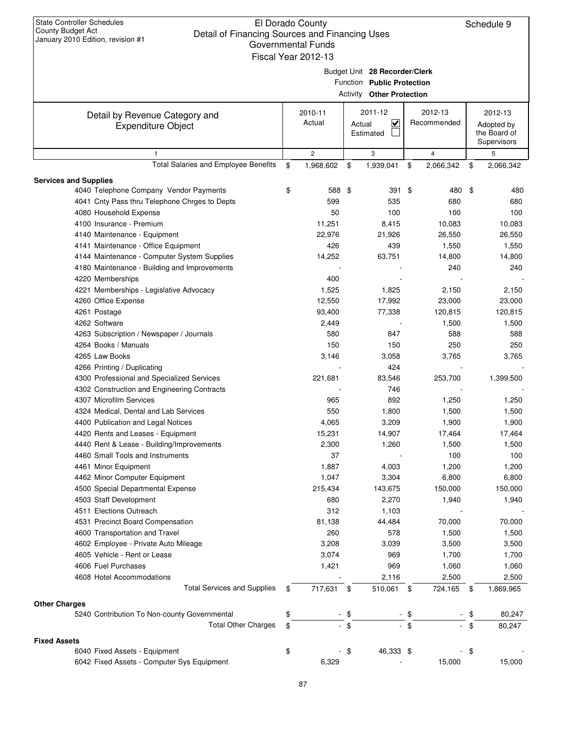State Controller Schedules
County Budget Act
January 2010 Edition, revision #1

# El Dorado County
## Detail of Financing Sources and Financing Uses
### Governmental Funds
### Fiscal Year 2012-13

Schedule 9

Budget Unit **28 Recorder/Clerk**
Function **Public Protection**
Activity **Other Protection**

| Detail by Revenue Category and Expenditure Object | 2010-11 Actual | 2011-12 Actual ☑ Estimated ☐ | 2012-13 Recommended | 2012-13 Adopted by the Board of Supervisors |
|---|---|---|---|---|
| 1 | 2 | 3 | 4 | 5 |
| Total Salaries and Employee Benefits | $ 1,968,602 | $ 1,939,041 | $ 2,066,342 | $ 2,066,342 |
| **Services and Supplies** | | | | |
| 4040 Telephone Company Vendor Payments | $ 588 | $ 391 | $ 480 | $ 480 |
| 4041 Cnty Pass thru Telephone Chrges to Depts | 599 | 535 | 680 | 680 |
| 4080 Household Expense | 50 | 100 | 100 | 100 |
| 4100 Insurance - Premium | 11,251 | 8,415 | 10,083 | 10,083 |
| 4140 Maintenance - Equipment | 22,976 | 21,926 | 26,550 | 26,550 |
| 4141 Maintenance - Office Equipment | 426 | 439 | 1,550 | 1,550 |
| 4144 Maintenance - Computer System Supplies | 14,252 | 63,751 | 14,800 | 14,800 |
| 4180 Maintenance - Building and Improvements | - | - | 240 | 240 |
| 4220 Memberships | 400 | - | - | - |
| 4221 Memberships - Legislative Advocacy | 1,525 | 1,825 | 2,150 | 2,150 |
| 4260 Office Expense | 12,550 | 17,992 | 23,000 | 23,000 |
| 4261 Postage | 93,400 | 77,338 | 120,815 | 120,815 |
| 4262 Software | 2,449 | - | 1,500 | 1,500 |
| 4263 Subscription / Newspaper / Journals | 580 | 847 | 588 | 588 |
| 4264 Books / Manuals | 150 | 150 | 250 | 250 |
| 4265 Law Books | 3,146 | 3,058 | 3,765 | 3,765 |
| 4266 Printing / Duplicating | - | 424 | - | - |
| 4300 Professional and Specialized Services | 221,681 | 83,546 | 253,700 | 1,399,500 |
| 4302 Construction and Engineering Contracts | - | 746 | - | - |
| 4307 Microfilm Services | 965 | 892 | 1,250 | 1,250 |
| 4324 Medical, Dental and Lab Services | 550 | 1,800 | 1,500 | 1,500 |
| 4400 Publication and Legal Notices | 4,065 | 3,209 | 1,900 | 1,900 |
| 4420 Rents and Leases - Equipment | 15,231 | 14,907 | 17,464 | 17,464 |
| 4440 Rent & Lease - Building/Improvements | 2,300 | 1,260 | 1,500 | 1,500 |
| 4460 Small Tools and Instruments | 37 | - | 100 | 100 |
| 4461 Minor Equipment | 1,887 | 4,003 | 1,200 | 1,200 |
| 4462 Minor Computer Equipment | 1,047 | 3,304 | 6,800 | 6,800 |
| 4500 Special Departmental Expense | 215,434 | 143,675 | 150,000 | 150,000 |
| 4503 Staff Development | 680 | 2,270 | 1,940 | 1,940 |
| 4511 Elections Outreach | 312 | 1,103 | - | - |
| 4531 Precinct Board Compensation | 81,138 | 44,484 | 70,000 | 70,000 |
| 4600 Transportation and Travel | 260 | 578 | 1,500 | 1,500 |
| 4602 Employee - Private Auto Mileage | 3,208 | 3,039 | 3,500 | 3,500 |
| 4605 Vehicle - Rent or Lease | 3,074 | 969 | 1,700 | 1,700 |
| 4606 Fuel Purchases | 1,421 | 969 | 1,060 | 1,060 |
| 4608 Hotel Accommodations | - | 2,116 | 2,500 | 2,500 |
| Total Services and Supplies | $ 717,631 | $ 510,061 | $ 724,165 | $ 1,869,965 |
| **Other Charges** | | | | |
| 5240 Contribution To Non-county Governmental | $ - | $ - | $ - | $ 80,247 |
| Total Other Charges | $ - | $ - | $ - | $ 80,247 |
| **Fixed Assets** | | | | |
| 6040 Fixed Assets - Equipment | $ - | $ 46,333 | $ - | $ - |
| 6042 Fixed Assets - Computer Sys Equipment | 6,329 | - | 15,000 | 15,000 |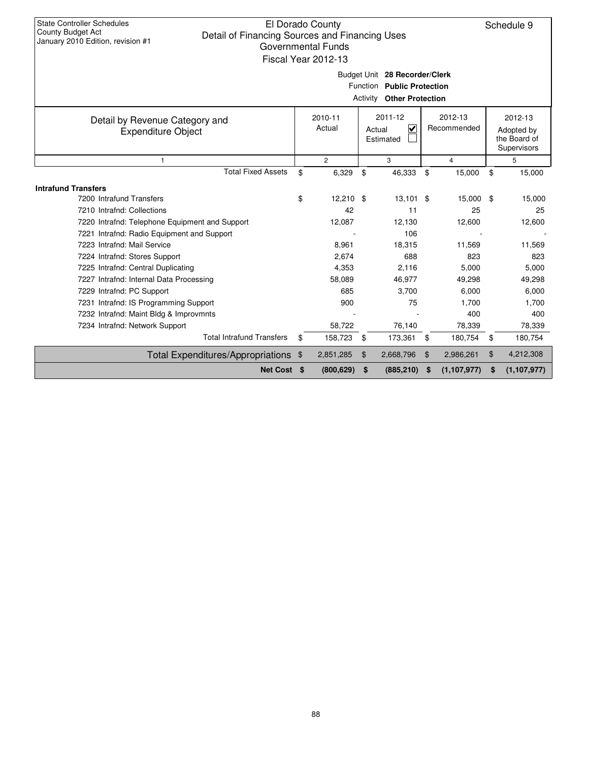State Controller Schedules
County Budget Act
January 2010 Edition, revision #1

# El Dorado County
## Detail of Financing Sources and Financing Uses
### Governmental Funds
### Fiscal Year 2012-13

Schedule 9

Budget Unit **28 Recorder/Clerk**
Function **Public Protection**
Activity **Other Protection**

| Detail by Revenue Category and Expenditure Object | 2010-11 Actual | 2011-12 Actual ☑ Estimated ☐ | 2012-13 Recommended | 2012-13 Adopted by the Board of Supervisors |
|---|---|---|---|---|
| 1 | 2 | 3 | 4 | 5 |
| Total Fixed Assets | $ 6,329 | $ 46,333 | $ 15,000 | $ 15,000 |
| **Intrafund Transfers** | | | | |
| 7200 Intrafund Transfers | $ 12,210 | $ 13,101 | $ 15,000 | $ 15,000 |
| 7210 Intrafnd: Collections | 42 | 11 | 25 | 25 |
| 7220 Intrafnd: Telephone Equipment and Support | 12,087 | 12,130 | 12,600 | 12,600 |
| 7221 Intrafnd: Radio Equipment and Support | - | 106 | - | - |
| 7223 Intrafnd: Mail Service | 8,961 | 18,315 | 11,569 | 11,569 |
| 7224 Intrafnd: Stores Support | 2,674 | 688 | 823 | 823 |
| 7225 Intrafnd: Central Duplicating | 4,353 | 2,116 | 5,000 | 5,000 |
| 7227 Intrafnd: Internal Data Processing | 58,089 | 46,977 | 49,298 | 49,298 |
| 7229 Intrafnd: PC Support | 685 | 3,700 | 6,000 | 6,000 |
| 7231 Intrafnd: IS Programming Support | 900 | 75 | 1,700 | 1,700 |
| 7232 Intrafnd: Maint Bldg & Improvmnts | - | - | 400 | 400 |
| 7234 Intrafnd: Network Support | 58,722 | 76,140 | 78,339 | 78,339 |
| Total Intrafund Transfers | $ 158,723 | $ 173,361 | $ 180,754 | $ 180,754 |
| Total Expenditures/Appropriations | $ 2,851,285 | $ 2,668,796 | $ 2,986,261 | $ 4,212,308 |
| **Net Cost** | **$ (800,629)** | **$ (885,210)** | **$ (1,107,977)** | **$ (1,107,977)** |